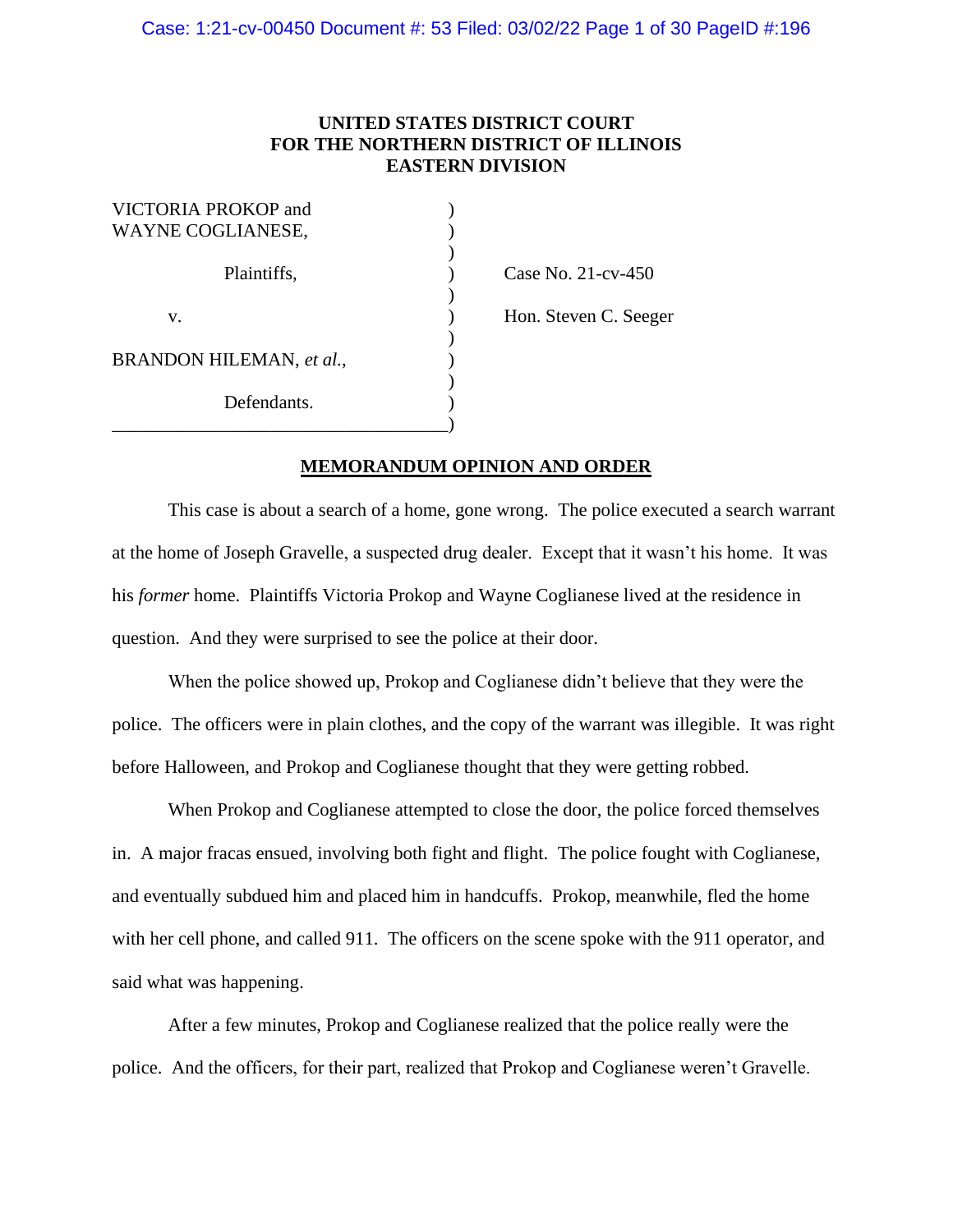**UNITED STATES DISTRICT COURT**
**FOR THE NORTHERN DISTRICT OF ILLINOIS**
**EASTERN DIVISION**

| | | |
|---|---|---|
| VICTORIA PROKOP and WAYNE COGLIANESE, | ) | |
| Plaintiffs, | ) | Case No. 21-cv-450 |
| v. | ) | Hon. Steven C. Seeger |
| BRANDON HILEMAN, *et al.*, | ) | |
| Defendants. | ) | |

**MEMORANDUM OPINION AND ORDER**

This case is about a search of a home, gone wrong. The police executed a search warrant at the home of Joseph Gravelle, a suspected drug dealer. Except that it wasn't his home. It was his *former* home. Plaintiffs Victoria Prokop and Wayne Coglianese lived at the residence in question. And they were surprised to see the police at their door.

When the police showed up, Prokop and Coglianese didn't believe that they were the police. The officers were in plain clothes, and the copy of the warrant was illegible. It was right before Halloween, and Prokop and Coglianese thought that they were getting robbed.

When Prokop and Coglianese attempted to close the door, the police forced themselves in. A major fracas ensued, involving both fight and flight. The police fought with Coglianese, and eventually subdued him and placed him in handcuffs. Prokop, meanwhile, fled the home with her cell phone, and called 911. The officers on the scene spoke with the 911 operator, and said what was happening.

After a few minutes, Prokop and Coglianese realized that the police really were the police. And the officers, for their part, realized that Prokop and Coglianese weren't Gravelle.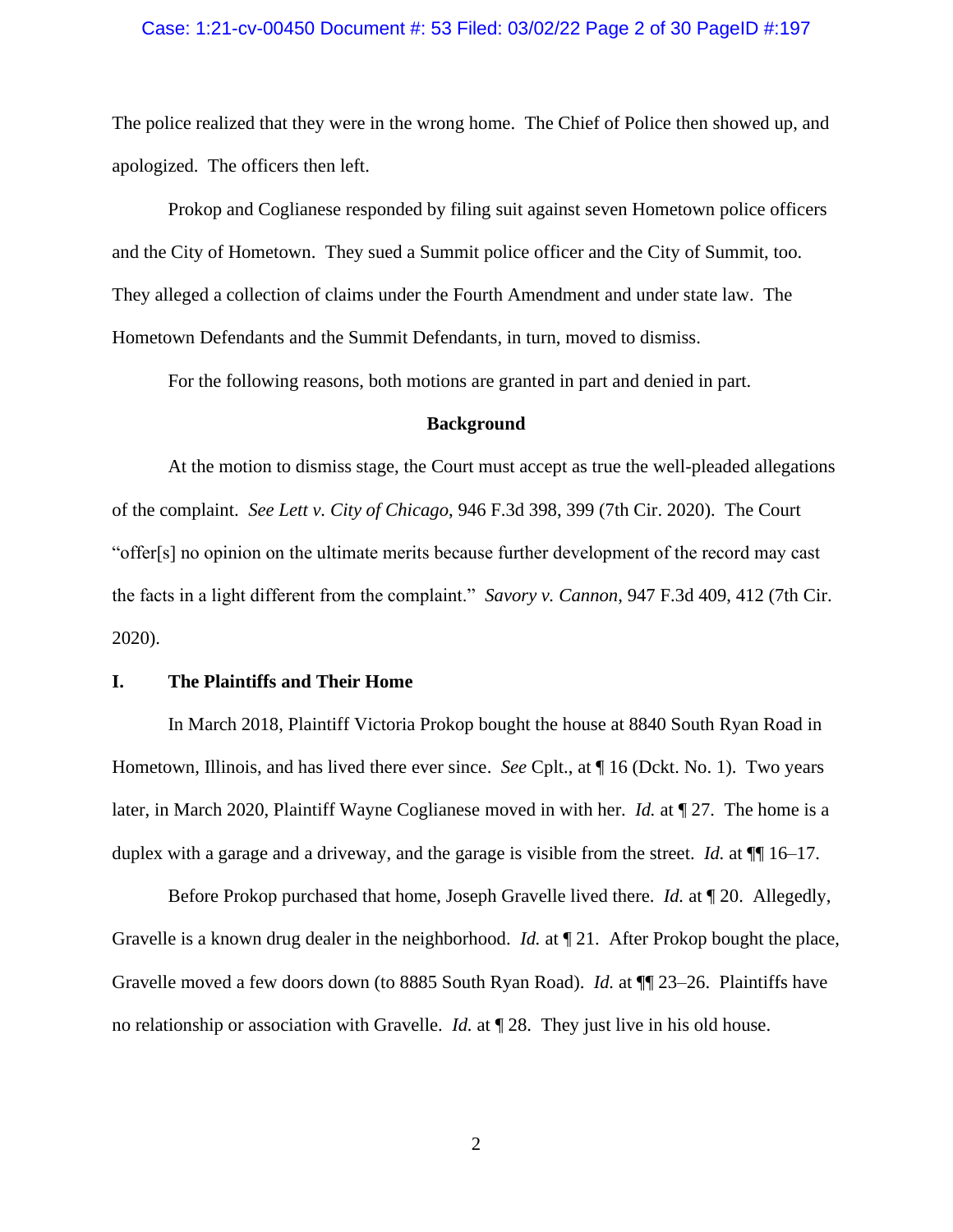The police realized that they were in the wrong home. The Chief of Police then showed up, and apologized. The officers then left.

Prokop and Coglianese responded by filing suit against seven Hometown police officers and the City of Hometown. They sued a Summit police officer and the City of Summit, too. They alleged a collection of claims under the Fourth Amendment and under state law. The Hometown Defendants and the Summit Defendants, in turn, moved to dismiss.

For the following reasons, both motions are granted in part and denied in part.

## Background

At the motion to dismiss stage, the Court must accept as true the well-pleaded allegations of the complaint. *See Lett v. City of Chicago*, 946 F.3d 398, 399 (7th Cir. 2020). The Court "offer[s] no opinion on the ultimate merits because further development of the record may cast the facts in a light different from the complaint." *Savory v. Cannon*, 947 F.3d 409, 412 (7th Cir. 2020).

### I. The Plaintiffs and Their Home

In March 2018, Plaintiff Victoria Prokop bought the house at 8840 South Ryan Road in Hometown, Illinois, and has lived there ever since. *See* Cplt., at ¶ 16 (Dckt. No. 1). Two years later, in March 2020, Plaintiff Wayne Coglianese moved in with her. *Id.* at ¶ 27. The home is a duplex with a garage and a driveway, and the garage is visible from the street. *Id.* at ¶¶ 16–17.

Before Prokop purchased that home, Joseph Gravelle lived there. *Id.* at ¶ 20. Allegedly, Gravelle is a known drug dealer in the neighborhood. *Id.* at ¶ 21. After Prokop bought the place, Gravelle moved a few doors down (to 8885 South Ryan Road). *Id.* at ¶¶ 23–26. Plaintiffs have no relationship or association with Gravelle. *Id.* at ¶ 28. They just live in his old house.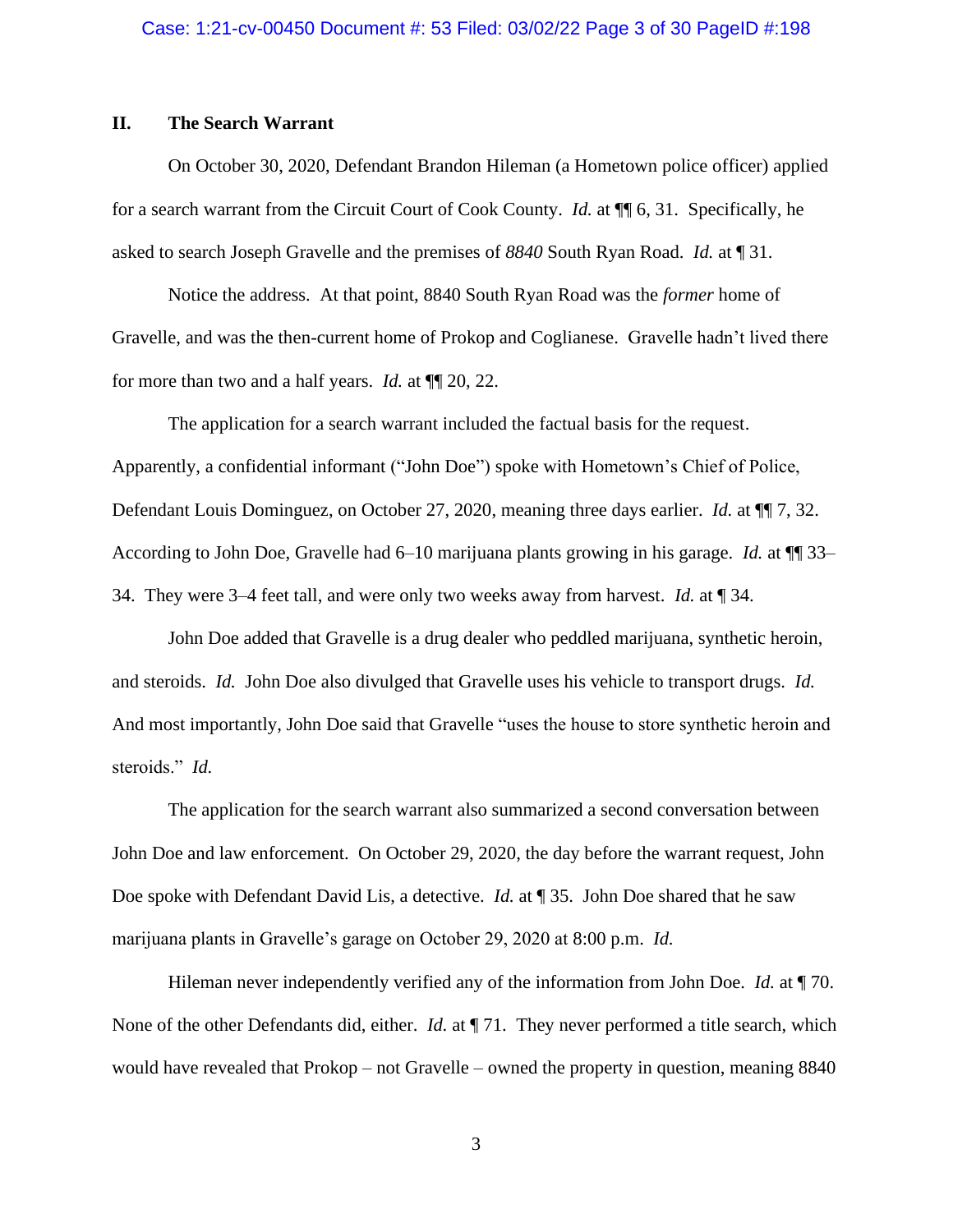## II. The Search Warrant

On October 30, 2020, Defendant Brandon Hileman (a Hometown police officer) applied for a search warrant from the Circuit Court of Cook County. *Id.* at ¶¶ 6, 31. Specifically, he asked to search Joseph Gravelle and the premises of *8840* South Ryan Road. *Id.* at ¶ 31.

Notice the address. At that point, 8840 South Ryan Road was the *former* home of Gravelle, and was the then-current home of Prokop and Coglianese. Gravelle hadn't lived there for more than two and a half years. *Id.* at ¶¶ 20, 22.

The application for a search warrant included the factual basis for the request. Apparently, a confidential informant ("John Doe") spoke with Hometown's Chief of Police, Defendant Louis Dominguez, on October 27, 2020, meaning three days earlier. *Id.* at ¶¶ 7, 32. According to John Doe, Gravelle had 6–10 marijuana plants growing in his garage. *Id.* at ¶¶ 33–34. They were 3–4 feet tall, and were only two weeks away from harvest. *Id.* at ¶ 34.

John Doe added that Gravelle is a drug dealer who peddled marijuana, synthetic heroin, and steroids. *Id.* John Doe also divulged that Gravelle uses his vehicle to transport drugs. *Id.* And most importantly, John Doe said that Gravelle "uses the house to store synthetic heroin and steroids." *Id.*

The application for the search warrant also summarized a second conversation between John Doe and law enforcement. On October 29, 2020, the day before the warrant request, John Doe spoke with Defendant David Lis, a detective. *Id.* at ¶ 35. John Doe shared that he saw marijuana plants in Gravelle's garage on October 29, 2020 at 8:00 p.m. *Id.*

Hileman never independently verified any of the information from John Doe. *Id.* at ¶ 70. None of the other Defendants did, either. *Id.* at ¶ 71. They never performed a title search, which would have revealed that Prokop – not Gravelle – owned the property in question, meaning 8840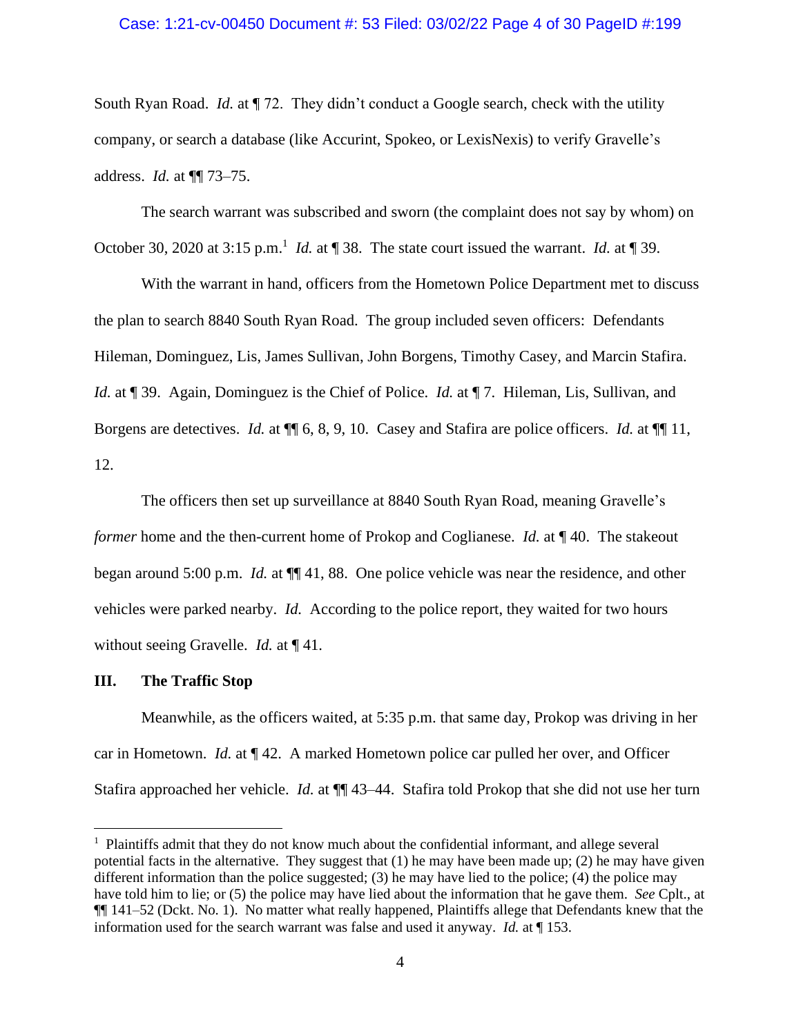South Ryan Road. *Id.* at ¶ 72. They didn't conduct a Google search, check with the utility company, or search a database (like Accurint, Spokeo, or LexisNexis) to verify Gravelle's address. *Id.* at ¶¶ 73–75.

The search warrant was subscribed and sworn (the complaint does not say by whom) on October 30, 2020 at 3:15 p.m.[1] *Id.* at ¶ 38. The state court issued the warrant. *Id.* at ¶ 39.

With the warrant in hand, officers from the Hometown Police Department met to discuss the plan to search 8840 South Ryan Road. The group included seven officers: Defendants Hileman, Dominguez, Lis, James Sullivan, John Borgens, Timothy Casey, and Marcin Stafira. *Id.* at ¶ 39. Again, Dominguez is the Chief of Police. *Id.* at ¶ 7. Hileman, Lis, Sullivan, and Borgens are detectives. *Id.* at ¶¶ 6, 8, 9, 10. Casey and Stafira are police officers. *Id.* at ¶¶ 11, 12.

The officers then set up surveillance at 8840 South Ryan Road, meaning Gravelle's *former* home and the then-current home of Prokop and Coglianese. *Id.* at ¶ 40. The stakeout began around 5:00 p.m. *Id.* at ¶¶ 41, 88. One police vehicle was near the residence, and other vehicles were parked nearby. *Id.* According to the police report, they waited for two hours without seeing Gravelle. *Id.* at ¶ 41.

### III. The Traffic Stop

Meanwhile, as the officers waited, at 5:35 p.m. that same day, Prokop was driving in her car in Hometown. *Id.* at ¶ 42. A marked Hometown police car pulled her over, and Officer Stafira approached her vehicle. *Id.* at ¶¶ 43–44. Stafira told Prokop that she did not use her turn

---

[1] Plaintiffs admit that they do not know much about the confidential informant, and allege several potential facts in the alternative. They suggest that (1) he may have been made up; (2) he may have given different information than the police suggested; (3) he may have lied to the police; (4) the police may have told him to lie; or (5) the police may have lied about the information that he gave them. *See* Cplt., at ¶¶ 141–52 (Dckt. No. 1). No matter what really happened, Plaintiffs allege that Defendants knew that the information used for the search warrant was false and used it anyway. *Id.* at ¶ 153.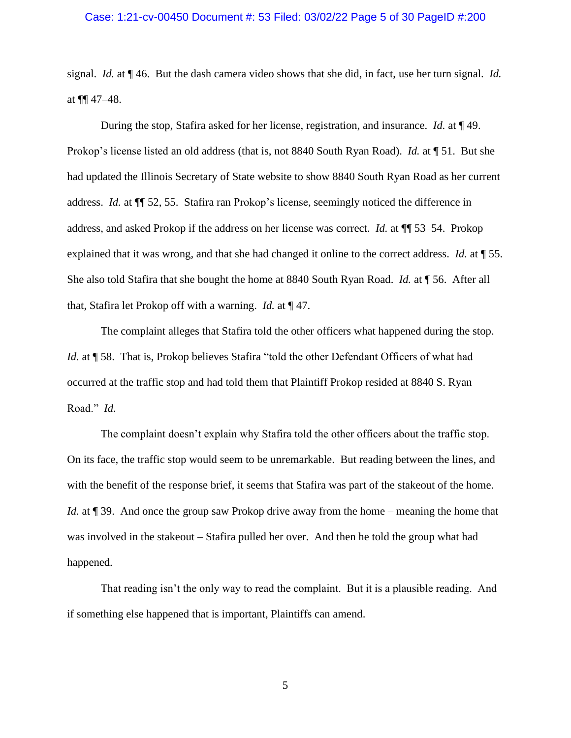signal. *Id.* at ¶ 46. But the dash camera video shows that she did, in fact, use her turn signal. *Id.* at ¶¶ 47–48.

During the stop, Stafira asked for her license, registration, and insurance. *Id.* at ¶ 49. Prokop's license listed an old address (that is, not 8840 South Ryan Road). *Id.* at ¶ 51. But she had updated the Illinois Secretary of State website to show 8840 South Ryan Road as her current address. *Id.* at ¶¶ 52, 55. Stafira ran Prokop's license, seemingly noticed the difference in address, and asked Prokop if the address on her license was correct. *Id.* at ¶¶ 53–54. Prokop explained that it was wrong, and that she had changed it online to the correct address. *Id.* at ¶ 55. She also told Stafira that she bought the home at 8840 South Ryan Road. *Id.* at ¶ 56. After all that, Stafira let Prokop off with a warning. *Id.* at ¶ 47.

The complaint alleges that Stafira told the other officers what happened during the stop. *Id.* at ¶ 58. That is, Prokop believes Stafira "told the other Defendant Officers of what had occurred at the traffic stop and had told them that Plaintiff Prokop resided at 8840 S. Ryan Road." *Id.*

The complaint doesn't explain why Stafira told the other officers about the traffic stop. On its face, the traffic stop would seem to be unremarkable. But reading between the lines, and with the benefit of the response brief, it seems that Stafira was part of the stakeout of the home. *Id.* at ¶ 39. And once the group saw Prokop drive away from the home – meaning the home that was involved in the stakeout – Stafira pulled her over. And then he told the group what had happened.

That reading isn't the only way to read the complaint. But it is a plausible reading. And if something else happened that is important, Plaintiffs can amend.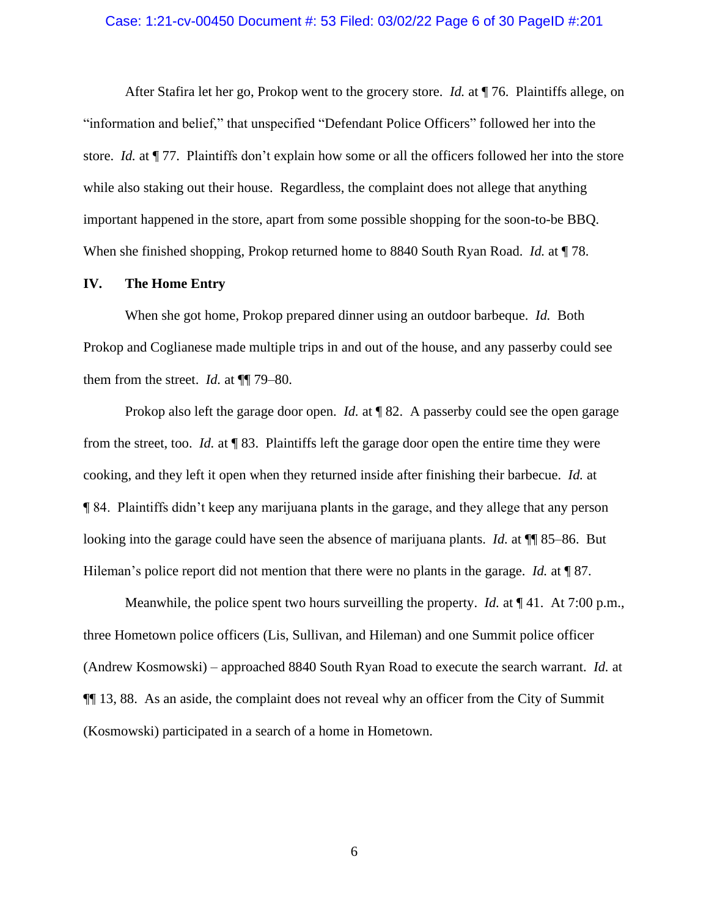After Stafira let her go, Prokop went to the grocery store. *Id.* at ¶ 76. Plaintiffs allege, on "information and belief," that unspecified "Defendant Police Officers" followed her into the store. *Id.* at ¶ 77. Plaintiffs don't explain how some or all the officers followed her into the store while also staking out their house. Regardless, the complaint does not allege that anything important happened in the store, apart from some possible shopping for the soon-to-be BBQ. When she finished shopping, Prokop returned home to 8840 South Ryan Road. *Id.* at ¶ 78.

## IV. The Home Entry

When she got home, Prokop prepared dinner using an outdoor barbeque. *Id.* Both Prokop and Coglianese made multiple trips in and out of the house, and any passerby could see them from the street. *Id.* at ¶¶ 79–80.

Prokop also left the garage door open. *Id.* at ¶ 82. A passerby could see the open garage from the street, too. *Id.* at ¶ 83. Plaintiffs left the garage door open the entire time they were cooking, and they left it open when they returned inside after finishing their barbecue. *Id.* at ¶ 84. Plaintiffs didn't keep any marijuana plants in the garage, and they allege that any person looking into the garage could have seen the absence of marijuana plants. *Id.* at ¶¶ 85–86. But Hileman's police report did not mention that there were no plants in the garage. *Id.* at ¶ 87.

Meanwhile, the police spent two hours surveilling the property. *Id.* at ¶ 41. At 7:00 p.m., three Hometown police officers (Lis, Sullivan, and Hileman) and one Summit police officer (Andrew Kosmowski) – approached 8840 South Ryan Road to execute the search warrant. *Id.* at ¶¶ 13, 88. As an aside, the complaint does not reveal why an officer from the City of Summit (Kosmowski) participated in a search of a home in Hometown.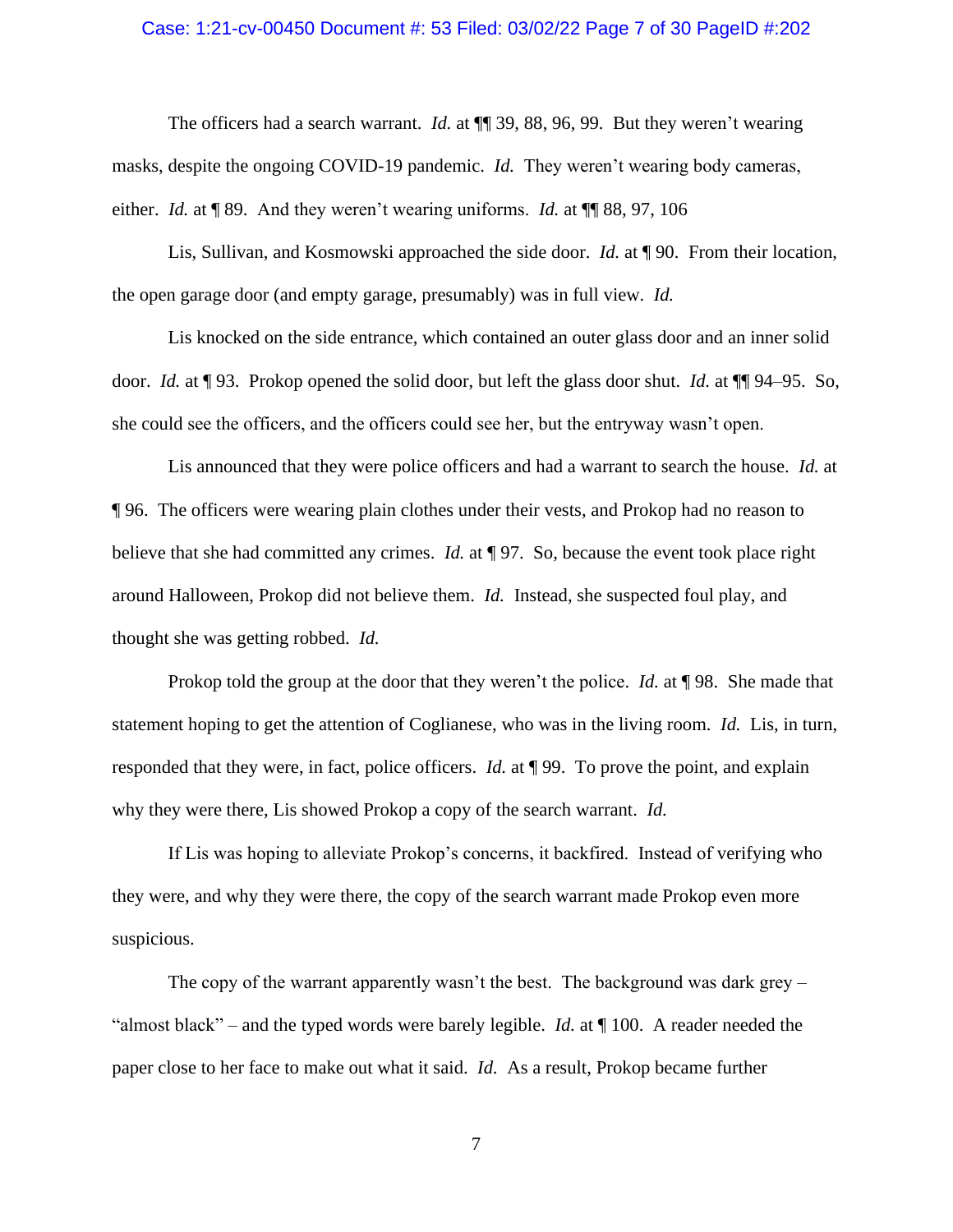The officers had a search warrant. *Id.* at ¶¶ 39, 88, 96, 99. But they weren't wearing masks, despite the ongoing COVID-19 pandemic. *Id.* They weren't wearing body cameras, either. *Id.* at ¶ 89. And they weren't wearing uniforms. *Id.* at ¶¶ 88, 97, 106

Lis, Sullivan, and Kosmowski approached the side door. *Id.* at ¶ 90. From their location, the open garage door (and empty garage, presumably) was in full view. *Id.*

Lis knocked on the side entrance, which contained an outer glass door and an inner solid door. *Id.* at ¶ 93. Prokop opened the solid door, but left the glass door shut. *Id.* at ¶¶ 94–95. So, she could see the officers, and the officers could see her, but the entryway wasn't open.

Lis announced that they were police officers and had a warrant to search the house. *Id.* at ¶ 96. The officers were wearing plain clothes under their vests, and Prokop had no reason to believe that she had committed any crimes. *Id.* at ¶ 97. So, because the event took place right around Halloween, Prokop did not believe them. *Id.* Instead, she suspected foul play, and thought she was getting robbed. *Id.*

Prokop told the group at the door that they weren't the police. *Id.* at ¶ 98. She made that statement hoping to get the attention of Coglianese, who was in the living room. *Id.* Lis, in turn, responded that they were, in fact, police officers. *Id.* at ¶ 99. To prove the point, and explain why they were there, Lis showed Prokop a copy of the search warrant. *Id.*

If Lis was hoping to alleviate Prokop's concerns, it backfired. Instead of verifying who they were, and why they were there, the copy of the search warrant made Prokop even more suspicious.

The copy of the warrant apparently wasn't the best. The background was dark grey – "almost black" – and the typed words were barely legible. *Id.* at ¶ 100. A reader needed the paper close to her face to make out what it said. *Id.* As a result, Prokop became further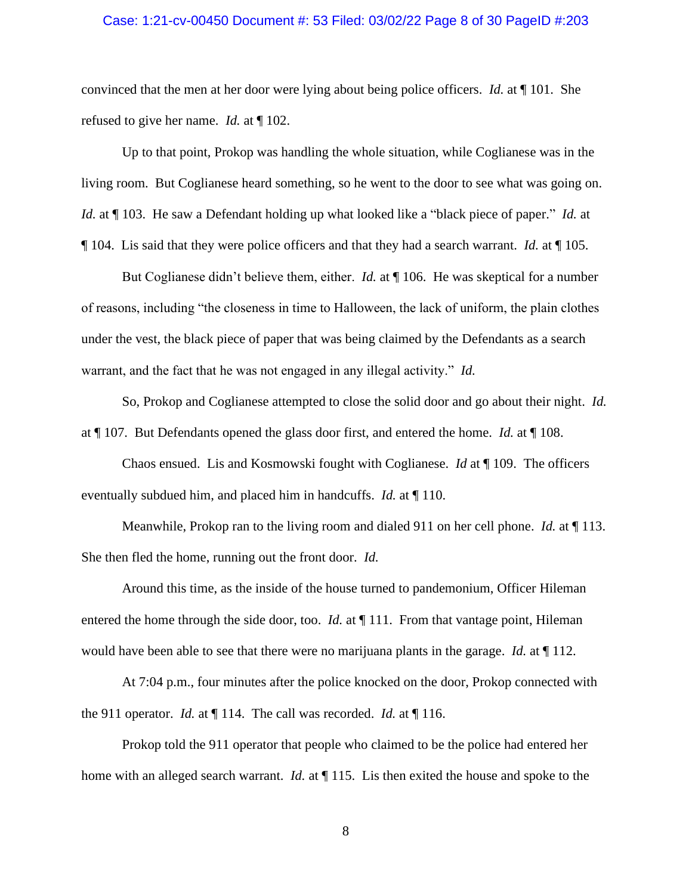convinced that the men at her door were lying about being police officers. *Id.* at ¶ 101. She refused to give her name. *Id.* at ¶ 102.

Up to that point, Prokop was handling the whole situation, while Coglianese was in the living room. But Coglianese heard something, so he went to the door to see what was going on. *Id.* at ¶ 103. He saw a Defendant holding up what looked like a "black piece of paper." *Id.* at ¶ 104. Lis said that they were police officers and that they had a search warrant. *Id.* at ¶ 105.

But Coglianese didn't believe them, either. *Id.* at ¶ 106. He was skeptical for a number of reasons, including "the closeness in time to Halloween, the lack of uniform, the plain clothes under the vest, the black piece of paper that was being claimed by the Defendants as a search warrant, and the fact that he was not engaged in any illegal activity." *Id.*

So, Prokop and Coglianese attempted to close the solid door and go about their night. *Id.* at ¶ 107. But Defendants opened the glass door first, and entered the home. *Id.* at ¶ 108.

Chaos ensued. Lis and Kosmowski fought with Coglianese. *Id* at ¶ 109. The officers eventually subdued him, and placed him in handcuffs. *Id.* at ¶ 110.

Meanwhile, Prokop ran to the living room and dialed 911 on her cell phone. *Id.* at ¶ 113. She then fled the home, running out the front door. *Id.*

Around this time, as the inside of the house turned to pandemonium, Officer Hileman entered the home through the side door, too. *Id.* at ¶ 111. From that vantage point, Hileman would have been able to see that there were no marijuana plants in the garage. *Id.* at ¶ 112.

At 7:04 p.m., four minutes after the police knocked on the door, Prokop connected with the 911 operator. *Id.* at ¶ 114. The call was recorded. *Id.* at ¶ 116.

Prokop told the 911 operator that people who claimed to be the police had entered her home with an alleged search warrant. *Id.* at ¶ 115. Lis then exited the house and spoke to the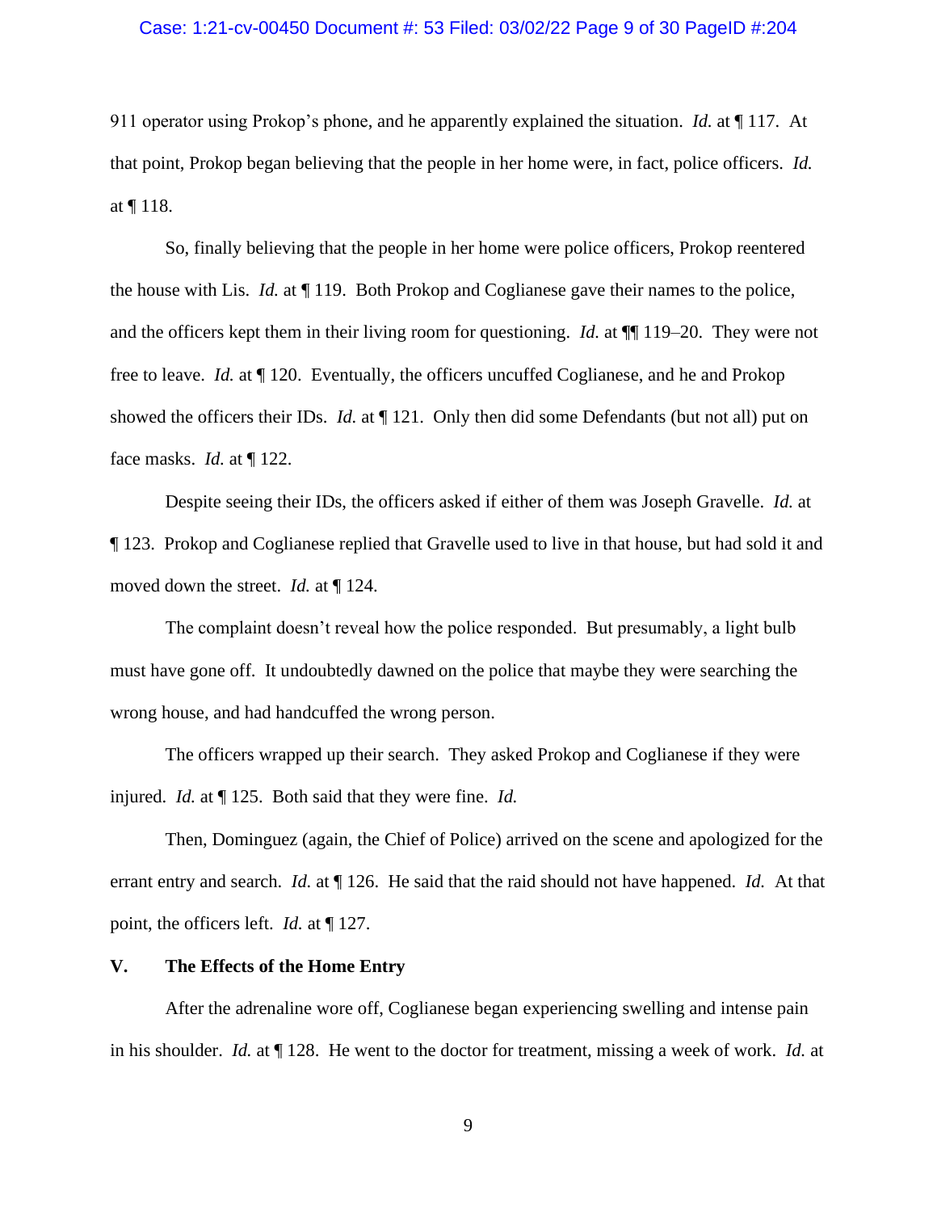911 operator using Prokop's phone, and he apparently explained the situation. *Id.* at ¶ 117. At that point, Prokop began believing that the people in her home were, in fact, police officers. *Id.* at ¶ 118.

So, finally believing that the people in her home were police officers, Prokop reentered the house with Lis. *Id.* at ¶ 119. Both Prokop and Coglianese gave their names to the police, and the officers kept them in their living room for questioning. *Id.* at ¶¶ 119–20. They were not free to leave. *Id.* at ¶ 120. Eventually, the officers uncuffed Coglianese, and he and Prokop showed the officers their IDs. *Id.* at ¶ 121. Only then did some Defendants (but not all) put on face masks. *Id.* at ¶ 122.

Despite seeing their IDs, the officers asked if either of them was Joseph Gravelle. *Id.* at ¶ 123. Prokop and Coglianese replied that Gravelle used to live in that house, but had sold it and moved down the street. *Id.* at ¶ 124.

The complaint doesn't reveal how the police responded. But presumably, a light bulb must have gone off. It undoubtedly dawned on the police that maybe they were searching the wrong house, and had handcuffed the wrong person.

The officers wrapped up their search. They asked Prokop and Coglianese if they were injured. *Id.* at ¶ 125. Both said that they were fine. *Id.*

Then, Dominguez (again, the Chief of Police) arrived on the scene and apologized for the errant entry and search. *Id.* at ¶ 126. He said that the raid should not have happened. *Id.* At that point, the officers left. *Id.* at ¶ 127.

## V. The Effects of the Home Entry

After the adrenaline wore off, Coglianese began experiencing swelling and intense pain in his shoulder. *Id.* at ¶ 128. He went to the doctor for treatment, missing a week of work. *Id.* at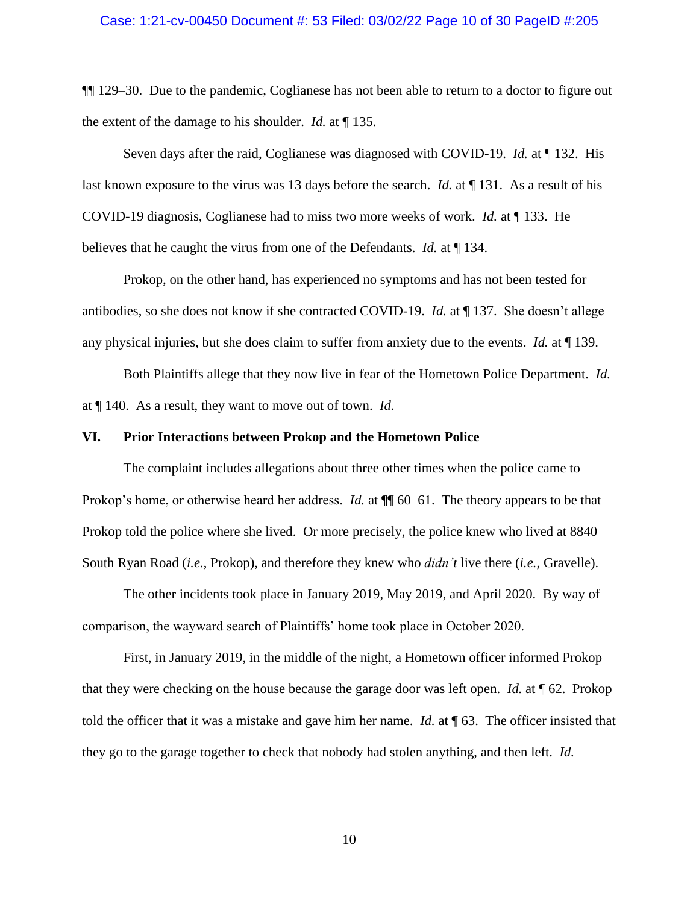¶¶ 129–30. Due to the pandemic, Coglianese has not been able to return to a doctor to figure out the extent of the damage to his shoulder. *Id.* at ¶ 135.

Seven days after the raid, Coglianese was diagnosed with COVID-19. *Id.* at ¶ 132. His last known exposure to the virus was 13 days before the search. *Id.* at ¶ 131. As a result of his COVID-19 diagnosis, Coglianese had to miss two more weeks of work. *Id.* at ¶ 133. He believes that he caught the virus from one of the Defendants. *Id.* at ¶ 134.

Prokop, on the other hand, has experienced no symptoms and has not been tested for antibodies, so she does not know if she contracted COVID-19. *Id.* at ¶ 137. She doesn't allege any physical injuries, but she does claim to suffer from anxiety due to the events. *Id.* at ¶ 139.

Both Plaintiffs allege that they now live in fear of the Hometown Police Department. *Id.* at ¶ 140. As a result, they want to move out of town. *Id.*

## VI. Prior Interactions between Prokop and the Hometown Police

The complaint includes allegations about three other times when the police came to Prokop's home, or otherwise heard her address. *Id.* at ¶¶ 60–61. The theory appears to be that Prokop told the police where she lived. Or more precisely, the police knew who lived at 8840 South Ryan Road (*i.e.*, Prokop), and therefore they knew who *didn't* live there (*i.e.*, Gravelle).

The other incidents took place in January 2019, May 2019, and April 2020. By way of comparison, the wayward search of Plaintiffs' home took place in October 2020.

First, in January 2019, in the middle of the night, a Hometown officer informed Prokop that they were checking on the house because the garage door was left open. *Id.* at ¶ 62. Prokop told the officer that it was a mistake and gave him her name. *Id.* at ¶ 63. The officer insisted that they go to the garage together to check that nobody had stolen anything, and then left. *Id.*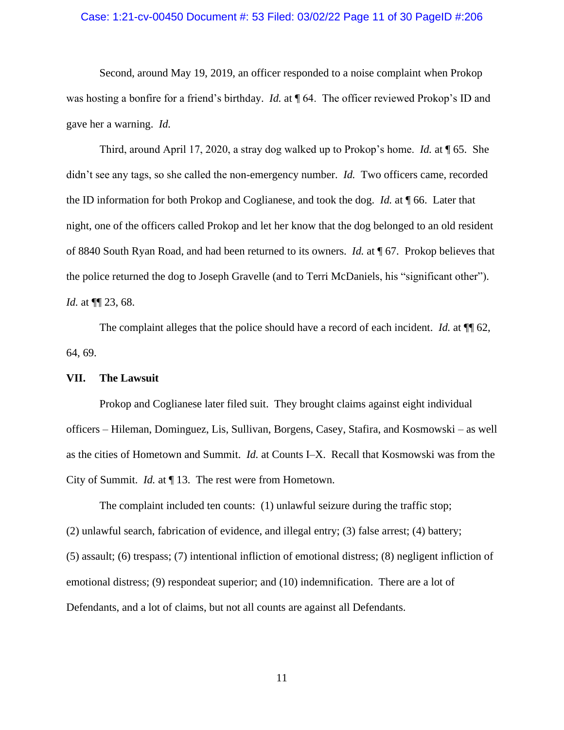Second, around May 19, 2019, an officer responded to a noise complaint when Prokop was hosting a bonfire for a friend's birthday. *Id.* at ¶ 64. The officer reviewed Prokop's ID and gave her a warning. *Id.*

Third, around April 17, 2020, a stray dog walked up to Prokop's home. *Id.* at ¶ 65. She didn't see any tags, so she called the non-emergency number. *Id.* Two officers came, recorded the ID information for both Prokop and Coglianese, and took the dog. *Id.* at ¶ 66. Later that night, one of the officers called Prokop and let her know that the dog belonged to an old resident of 8840 South Ryan Road, and had been returned to its owners. *Id.* at ¶ 67. Prokop believes that the police returned the dog to Joseph Gravelle (and to Terri McDaniels, his "significant other"). *Id.* at ¶¶ 23, 68.

The complaint alleges that the police should have a record of each incident. *Id.* at ¶¶ 62, 64, 69.

## VII. The Lawsuit

Prokop and Coglianese later filed suit. They brought claims against eight individual officers – Hileman, Dominguez, Lis, Sullivan, Borgens, Casey, Stafira, and Kosmowski – as well as the cities of Hometown and Summit. *Id.* at Counts I–X. Recall that Kosmowski was from the City of Summit. *Id.* at ¶ 13. The rest were from Hometown.

The complaint included ten counts: (1) unlawful seizure during the traffic stop; (2) unlawful search, fabrication of evidence, and illegal entry; (3) false arrest; (4) battery; (5) assault; (6) trespass; (7) intentional infliction of emotional distress; (8) negligent infliction of emotional distress; (9) respondeat superior; and (10) indemnification. There are a lot of Defendants, and a lot of claims, but not all counts are against all Defendants.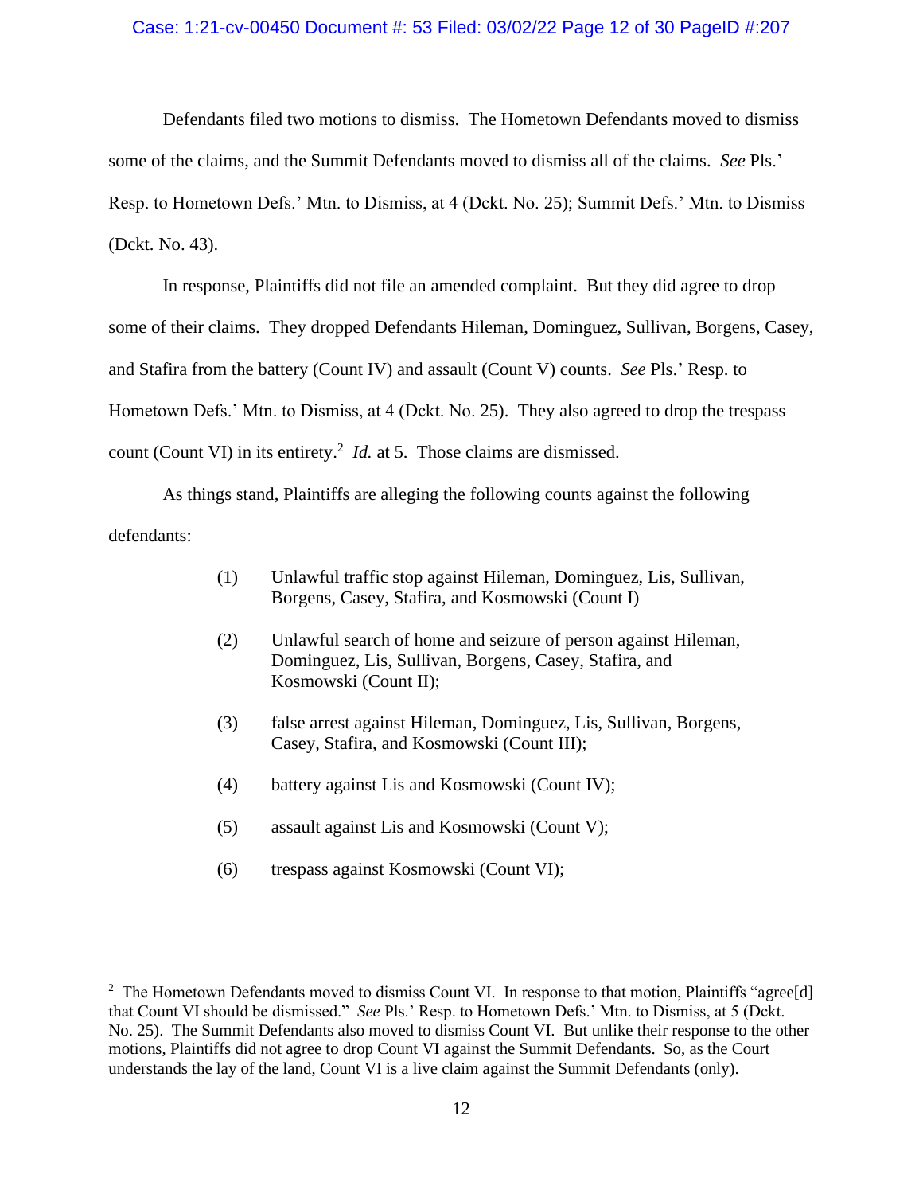Defendants filed two motions to dismiss. The Hometown Defendants moved to dismiss some of the claims, and the Summit Defendants moved to dismiss all of the claims. *See* Pls.' Resp. to Hometown Defs.' Mtn. to Dismiss, at 4 (Dckt. No. 25); Summit Defs.' Mtn. to Dismiss (Dckt. No. 43).

In response, Plaintiffs did not file an amended complaint. But they did agree to drop some of their claims. They dropped Defendants Hileman, Dominguez, Sullivan, Borgens, Casey, and Stafira from the battery (Count IV) and assault (Count V) counts. *See* Pls.' Resp. to Hometown Defs.' Mtn. to Dismiss, at 4 (Dckt. No. 25). They also agreed to drop the trespass count (Count VI) in its entirety.[2] *Id.* at 5. Those claims are dismissed.

As things stand, Plaintiffs are alleging the following counts against the following defendants:

(1) Unlawful traffic stop against Hileman, Dominguez, Lis, Sullivan, Borgens, Casey, Stafira, and Kosmowski (Count I)

(2) Unlawful search of home and seizure of person against Hileman, Dominguez, Lis, Sullivan, Borgens, Casey, Stafira, and Kosmowski (Count II);

(3) false arrest against Hileman, Dominguez, Lis, Sullivan, Borgens, Casey, Stafira, and Kosmowski (Count III);

(4) battery against Lis and Kosmowski (Count IV);

(5) assault against Lis and Kosmowski (Count V);

(6) trespass against Kosmowski (Count VI);

---

[2] The Hometown Defendants moved to dismiss Count VI. In response to that motion, Plaintiffs "agree[d] that Count VI should be dismissed." *See* Pls.' Resp. to Hometown Defs.' Mtn. to Dismiss, at 5 (Dckt. No. 25). The Summit Defendants also moved to dismiss Count VI. But unlike their response to the other motions, Plaintiffs did not agree to drop Count VI against the Summit Defendants. So, as the Court understands the lay of the land, Count VI is a live claim against the Summit Defendants (only).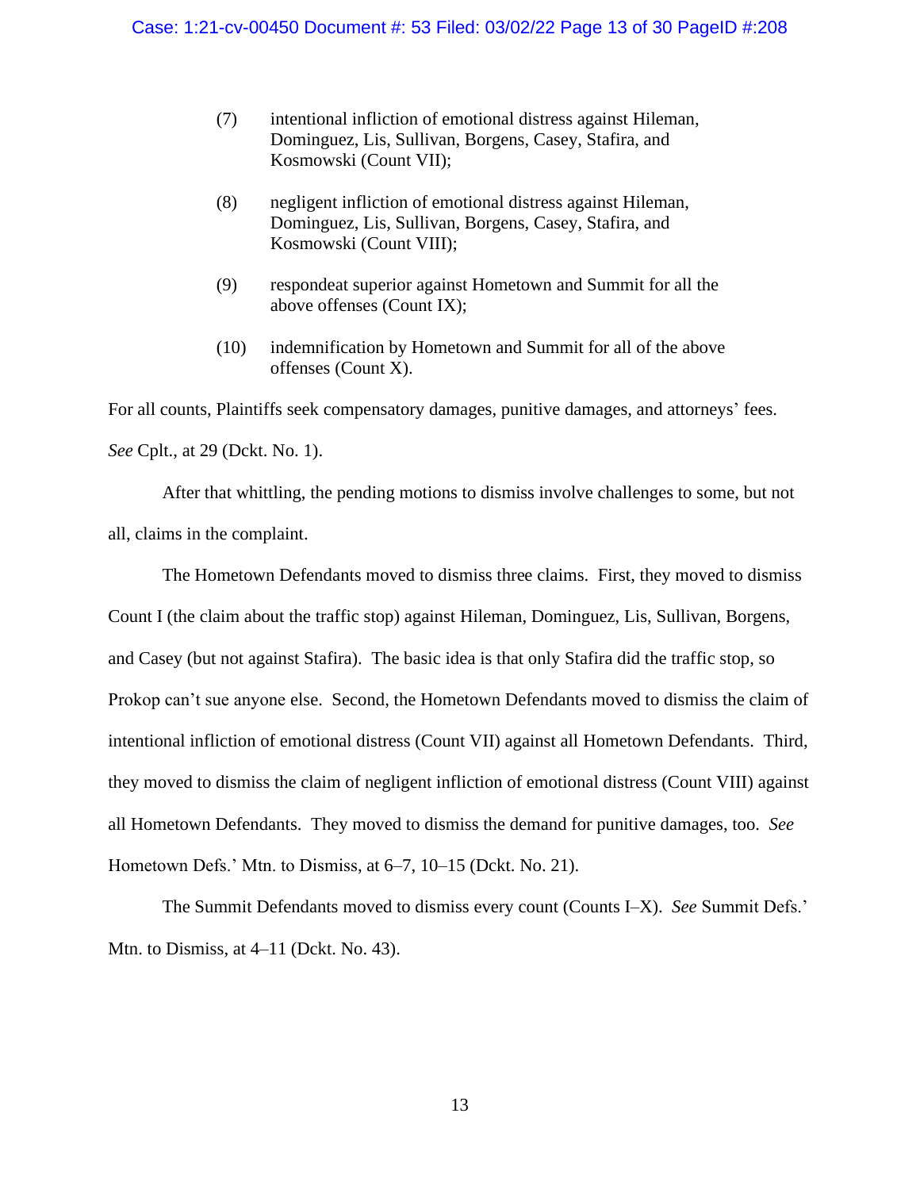(7) intentional infliction of emotional distress against Hileman, Dominguez, Lis, Sullivan, Borgens, Casey, Stafira, and Kosmowski (Count VII);

(8) negligent infliction of emotional distress against Hileman, Dominguez, Lis, Sullivan, Borgens, Casey, Stafira, and Kosmowski (Count VIII);

(9) respondeat superior against Hometown and Summit for all the above offenses (Count IX);

(10) indemnification by Hometown and Summit for all of the above offenses (Count X).

For all counts, Plaintiffs seek compensatory damages, punitive damages, and attorneys' fees. *See* Cplt., at 29 (Dckt. No. 1).

After that whittling, the pending motions to dismiss involve challenges to some, but not all, claims in the complaint.

The Hometown Defendants moved to dismiss three claims. First, they moved to dismiss Count I (the claim about the traffic stop) against Hileman, Dominguez, Lis, Sullivan, Borgens, and Casey (but not against Stafira). The basic idea is that only Stafira did the traffic stop, so Prokop can't sue anyone else. Second, the Hometown Defendants moved to dismiss the claim of intentional infliction of emotional distress (Count VII) against all Hometown Defendants. Third, they moved to dismiss the claim of negligent infliction of emotional distress (Count VIII) against all Hometown Defendants. They moved to dismiss the demand for punitive damages, too. *See* Hometown Defs.' Mtn. to Dismiss, at 6–7, 10–15 (Dckt. No. 21).

The Summit Defendants moved to dismiss every count (Counts I–X). *See* Summit Defs.' Mtn. to Dismiss, at 4–11 (Dckt. No. 43).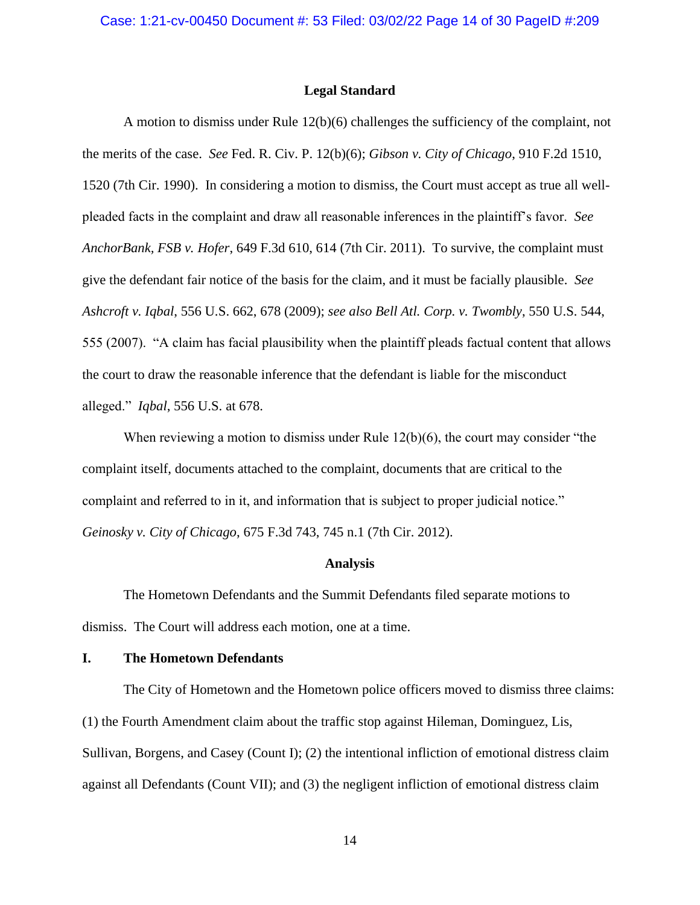## Legal Standard

A motion to dismiss under Rule 12(b)(6) challenges the sufficiency of the complaint, not the merits of the case. *See* Fed. R. Civ. P. 12(b)(6); *Gibson v. City of Chicago*, 910 F.2d 1510, 1520 (7th Cir. 1990). In considering a motion to dismiss, the Court must accept as true all well-pleaded facts in the complaint and draw all reasonable inferences in the plaintiff's favor. *See AnchorBank, FSB v. Hofer*, 649 F.3d 610, 614 (7th Cir. 2011). To survive, the complaint must give the defendant fair notice of the basis for the claim, and it must be facially plausible. *See Ashcroft v. Iqbal*, 556 U.S. 662, 678 (2009); *see also Bell Atl. Corp. v. Twombly*, 550 U.S. 544, 555 (2007). "A claim has facial plausibility when the plaintiff pleads factual content that allows the court to draw the reasonable inference that the defendant is liable for the misconduct alleged." *Iqbal*, 556 U.S. at 678.

When reviewing a motion to dismiss under Rule 12(b)(6), the court may consider "the complaint itself, documents attached to the complaint, documents that are critical to the complaint and referred to in it, and information that is subject to proper judicial notice." *Geinosky v. City of Chicago*, 675 F.3d 743, 745 n.1 (7th Cir. 2012).

## Analysis

The Hometown Defendants and the Summit Defendants filed separate motions to dismiss. The Court will address each motion, one at a time.

### I. The Hometown Defendants

The City of Hometown and the Hometown police officers moved to dismiss three claims: (1) the Fourth Amendment claim about the traffic stop against Hileman, Dominguez, Lis, Sullivan, Borgens, and Casey (Count I); (2) the intentional infliction of emotional distress claim against all Defendants (Count VII); and (3) the negligent infliction of emotional distress claim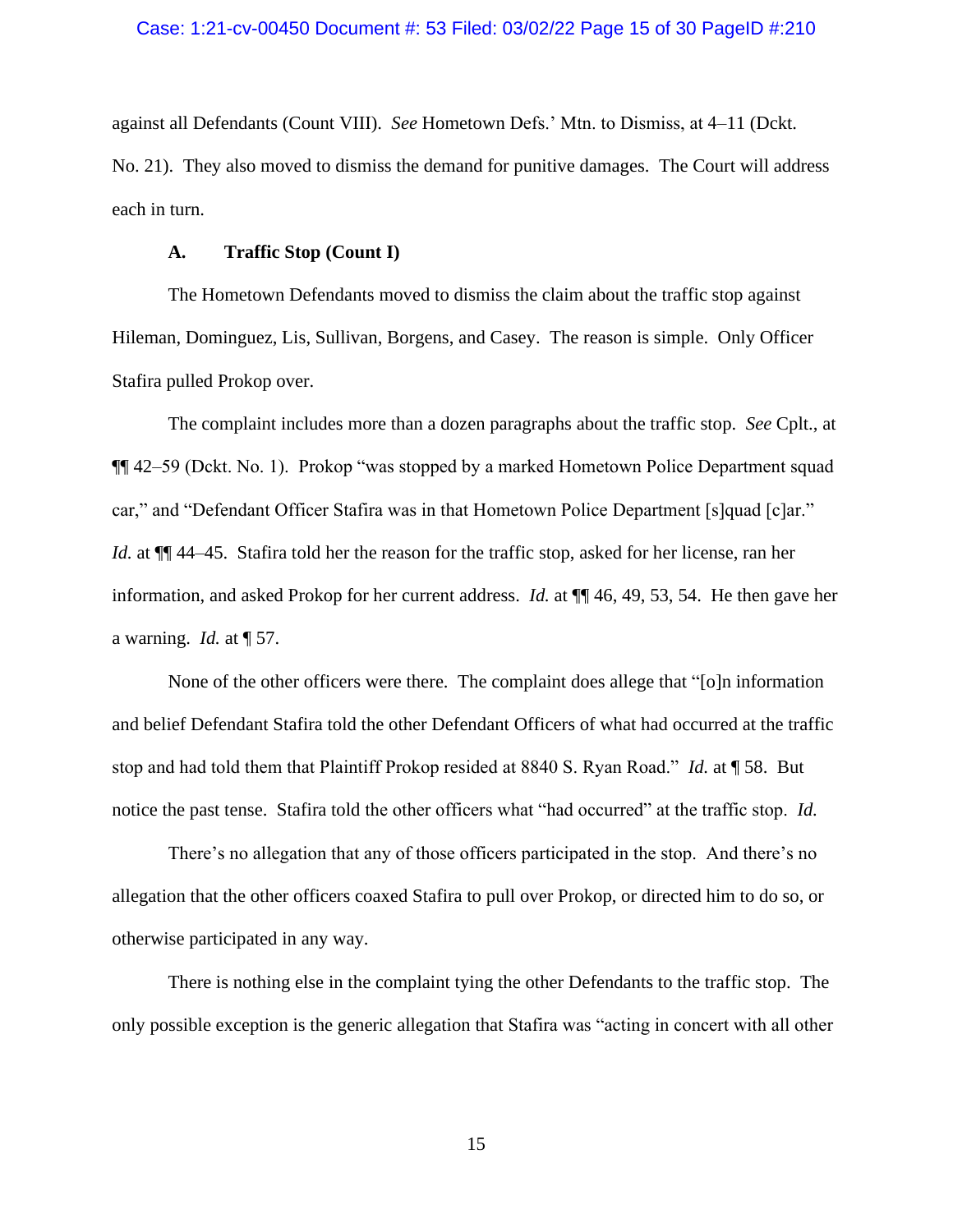against all Defendants (Count VIII). *See* Hometown Defs.' Mtn. to Dismiss, at 4–11 (Dckt. No. 21). They also moved to dismiss the demand for punitive damages. The Court will address each in turn.

### A. Traffic Stop (Count I)

The Hometown Defendants moved to dismiss the claim about the traffic stop against Hileman, Dominguez, Lis, Sullivan, Borgens, and Casey. The reason is simple. Only Officer Stafira pulled Prokop over.

The complaint includes more than a dozen paragraphs about the traffic stop. *See* Cplt., at ¶¶ 42–59 (Dckt. No. 1). Prokop "was stopped by a marked Hometown Police Department squad car," and "Defendant Officer Stafira was in that Hometown Police Department [s]quad [c]ar." *Id.* at ¶¶ 44–45. Stafira told her the reason for the traffic stop, asked for her license, ran her information, and asked Prokop for her current address. *Id.* at ¶¶ 46, 49, 53, 54. He then gave her a warning. *Id.* at ¶ 57.

None of the other officers were there. The complaint does allege that "[o]n information and belief Defendant Stafira told the other Defendant Officers of what had occurred at the traffic stop and had told them that Plaintiff Prokop resided at 8840 S. Ryan Road." *Id.* at ¶ 58. But notice the past tense. Stafira told the other officers what "had occurred" at the traffic stop. *Id.*

There's no allegation that any of those officers participated in the stop. And there's no allegation that the other officers coaxed Stafira to pull over Prokop, or directed him to do so, or otherwise participated in any way.

There is nothing else in the complaint tying the other Defendants to the traffic stop. The only possible exception is the generic allegation that Stafira was "acting in concert with all other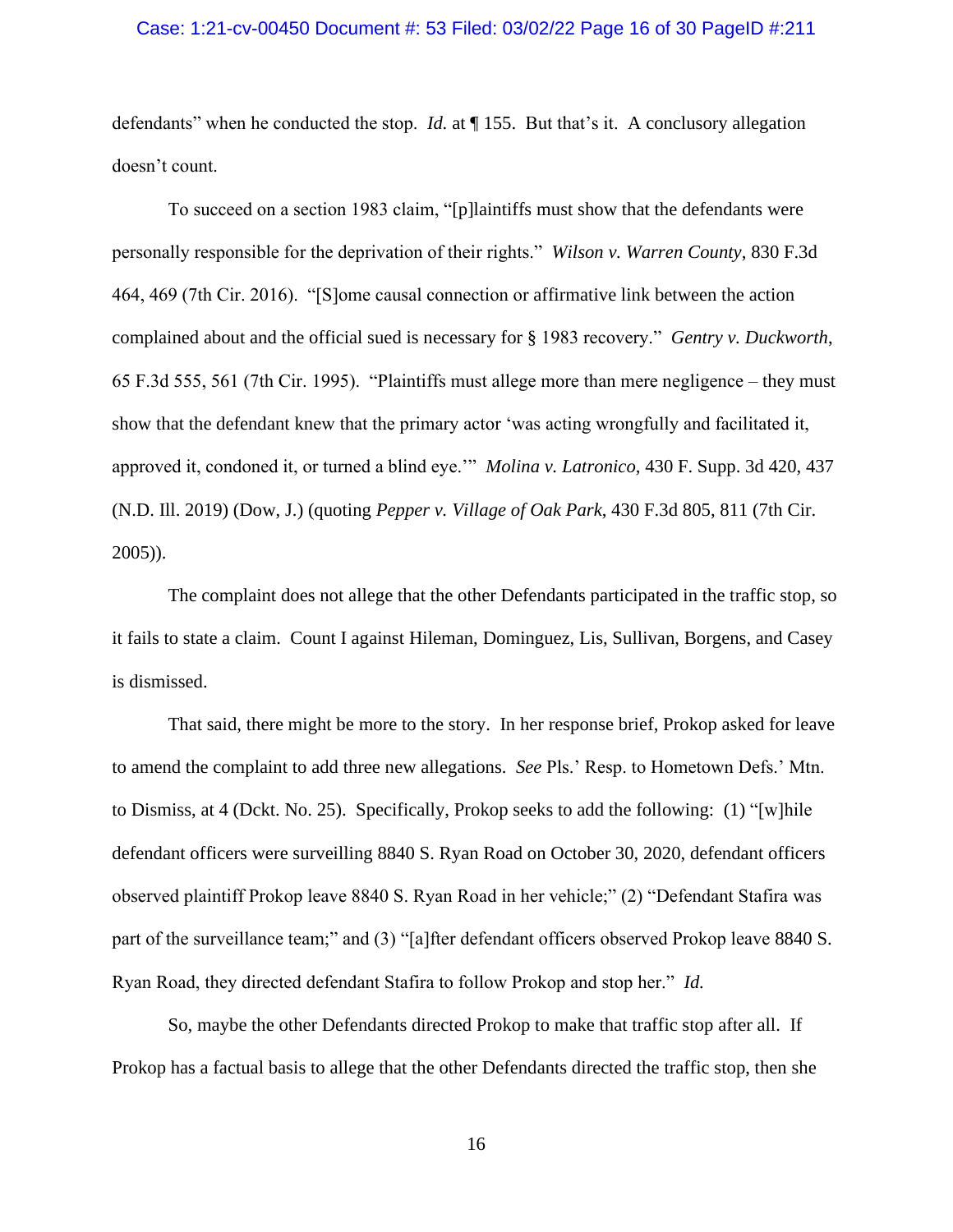defendants" when he conducted the stop. *Id.* at ¶ 155. But that's it. A conclusory allegation doesn't count.

To succeed on a section 1983 claim, "[p]laintiffs must show that the defendants were personally responsible for the deprivation of their rights." *Wilson v. Warren County*, 830 F.3d 464, 469 (7th Cir. 2016). "[S]ome causal connection or affirmative link between the action complained about and the official sued is necessary for § 1983 recovery." *Gentry v. Duckworth*, 65 F.3d 555, 561 (7th Cir. 1995). "Plaintiffs must allege more than mere negligence – they must show that the defendant knew that the primary actor 'was acting wrongfully and facilitated it, approved it, condoned it, or turned a blind eye.'" *Molina v. Latronico*, 430 F. Supp. 3d 420, 437 (N.D. Ill. 2019) (Dow, J.) (quoting *Pepper v. Village of Oak Park*, 430 F.3d 805, 811 (7th Cir. 2005)).

The complaint does not allege that the other Defendants participated in the traffic stop, so it fails to state a claim. Count I against Hileman, Dominguez, Lis, Sullivan, Borgens, and Casey is dismissed.

That said, there might be more to the story. In her response brief, Prokop asked for leave to amend the complaint to add three new allegations. *See* Pls.' Resp. to Hometown Defs.' Mtn. to Dismiss, at 4 (Dckt. No. 25). Specifically, Prokop seeks to add the following: (1) "[w]hile defendant officers were surveilling 8840 S. Ryan Road on October 30, 2020, defendant officers observed plaintiff Prokop leave 8840 S. Ryan Road in her vehicle;" (2) "Defendant Stafira was part of the surveillance team;" and (3) "[a]fter defendant officers observed Prokop leave 8840 S. Ryan Road, they directed defendant Stafira to follow Prokop and stop her." *Id.*

So, maybe the other Defendants directed Prokop to make that traffic stop after all. If Prokop has a factual basis to allege that the other Defendants directed the traffic stop, then she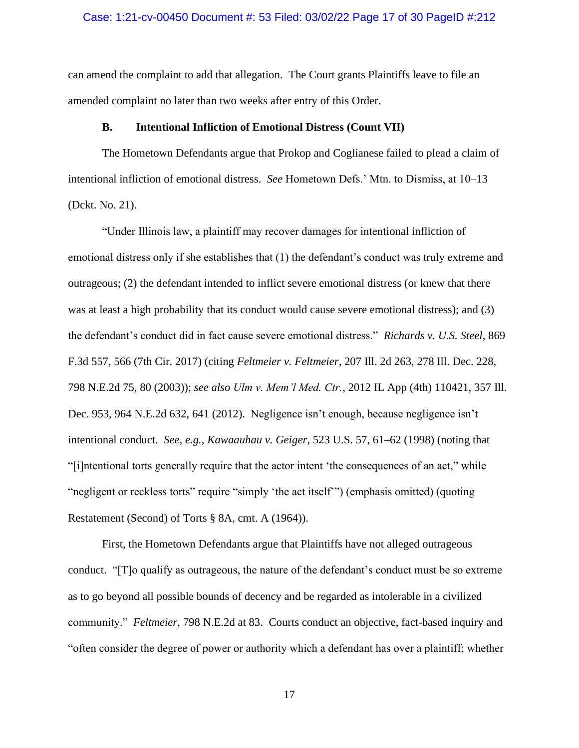can amend the complaint to add that allegation. The Court grants Plaintiffs leave to file an amended complaint no later than two weeks after entry of this Order.

### B. Intentional Infliction of Emotional Distress (Count VII)

The Hometown Defendants argue that Prokop and Coglianese failed to plead a claim of intentional infliction of emotional distress. *See* Hometown Defs.' Mtn. to Dismiss, at 10–13 (Dckt. No. 21).

"Under Illinois law, a plaintiff may recover damages for intentional infliction of emotional distress only if she establishes that (1) the defendant's conduct was truly extreme and outrageous; (2) the defendant intended to inflict severe emotional distress (or knew that there was at least a high probability that its conduct would cause severe emotional distress); and (3) the defendant's conduct did in fact cause severe emotional distress." *Richards v. U.S. Steel*, 869 F.3d 557, 566 (7th Cir. 2017) (citing *Feltmeier v. Feltmeier*, 207 Ill. 2d 263, 278 Ill. Dec. 228, 798 N.E.2d 75, 80 (2003)); *see also Ulm v. Mem'l Med. Ctr.*, 2012 IL App (4th) 110421, 357 Ill. Dec. 953, 964 N.E.2d 632, 641 (2012). Negligence isn't enough, because negligence isn't intentional conduct. *See, e.g.*, *Kawaauhau v. Geiger*, 523 U.S. 57, 61–62 (1998) (noting that "[i]ntentional torts generally require that the actor intent 'the consequences of an act," while "negligent or reckless torts" require "simply 'the act itself'") (emphasis omitted) (quoting Restatement (Second) of Torts § 8A, cmt. A (1964)).

First, the Hometown Defendants argue that Plaintiffs have not alleged outrageous conduct. "[T]o qualify as outrageous, the nature of the defendant's conduct must be so extreme as to go beyond all possible bounds of decency and be regarded as intolerable in a civilized community." *Feltmeier*, 798 N.E.2d at 83. Courts conduct an objective, fact-based inquiry and "often consider the degree of power or authority which a defendant has over a plaintiff; whether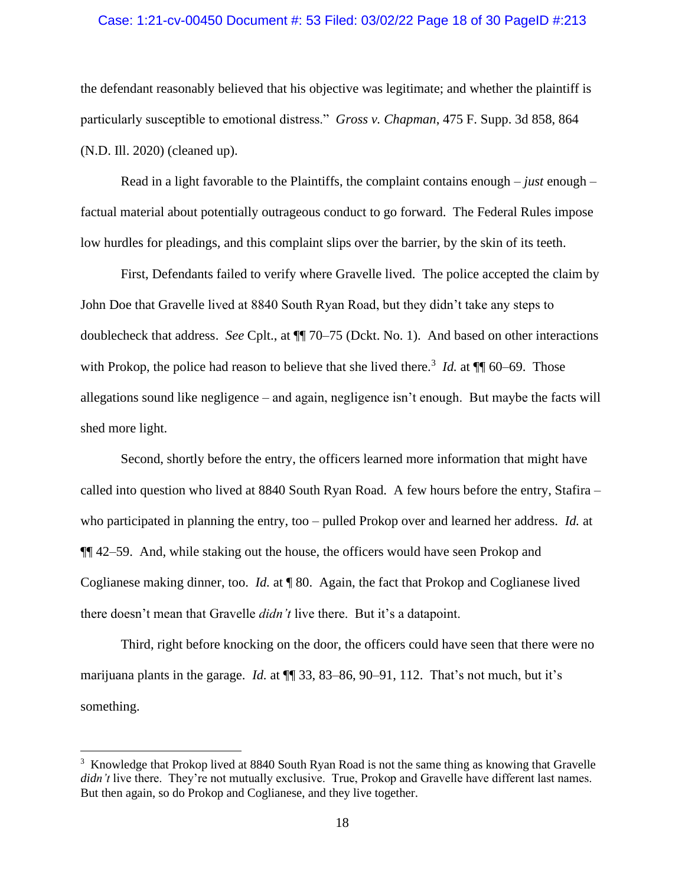the defendant reasonably believed that his objective was legitimate; and whether the plaintiff is particularly susceptible to emotional distress." *Gross v. Chapman*, 475 F. Supp. 3d 858, 864 (N.D. Ill. 2020) (cleaned up).

Read in a light favorable to the Plaintiffs, the complaint contains enough – *just* enough – factual material about potentially outrageous conduct to go forward. The Federal Rules impose low hurdles for pleadings, and this complaint slips over the barrier, by the skin of its teeth.

First, Defendants failed to verify where Gravelle lived. The police accepted the claim by John Doe that Gravelle lived at 8840 South Ryan Road, but they didn't take any steps to doublecheck that address. *See* Cplt., at ¶¶ 70–75 (Dckt. No. 1). And based on other interactions with Prokop, the police had reason to believe that she lived there.[3] *Id.* at ¶¶ 60–69. Those allegations sound like negligence – and again, negligence isn't enough. But maybe the facts will shed more light.

Second, shortly before the entry, the officers learned more information that might have called into question who lived at 8840 South Ryan Road. A few hours before the entry, Stafira – who participated in planning the entry, too – pulled Prokop over and learned her address. *Id.* at ¶¶ 42–59. And, while staking out the house, the officers would have seen Prokop and Coglianese making dinner, too. *Id.* at ¶ 80. Again, the fact that Prokop and Coglianese lived there doesn't mean that Gravelle *didn't* live there. But it's a datapoint.

Third, right before knocking on the door, the officers could have seen that there were no marijuana plants in the garage. *Id.* at ¶¶ 33, 83–86, 90–91, 112. That's not much, but it's something.

[3] Knowledge that Prokop lived at 8840 South Ryan Road is not the same thing as knowing that Gravelle *didn't* live there. They're not mutually exclusive. True, Prokop and Gravelle have different last names. But then again, so do Prokop and Coglianese, and they live together.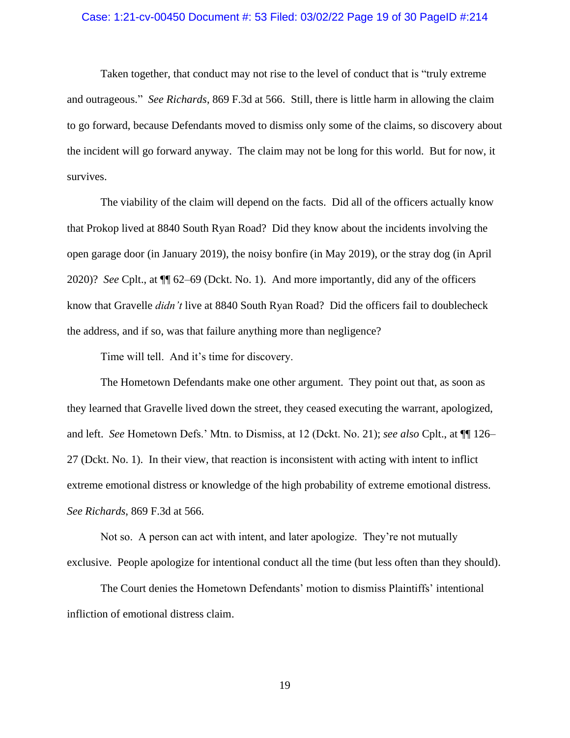Taken together, that conduct may not rise to the level of conduct that is "truly extreme and outrageous." *See Richards*, 869 F.3d at 566. Still, there is little harm in allowing the claim to go forward, because Defendants moved to dismiss only some of the claims, so discovery about the incident will go forward anyway. The claim may not be long for this world. But for now, it survives.

The viability of the claim will depend on the facts. Did all of the officers actually know that Prokop lived at 8840 South Ryan Road? Did they know about the incidents involving the open garage door (in January 2019), the noisy bonfire (in May 2019), or the stray dog (in April 2020)? *See* Cplt., at ¶¶ 62–69 (Dckt. No. 1). And more importantly, did any of the officers know that Gravelle *didn't* live at 8840 South Ryan Road? Did the officers fail to doublecheck the address, and if so, was that failure anything more than negligence?

Time will tell. And it's time for discovery.

The Hometown Defendants make one other argument. They point out that, as soon as they learned that Gravelle lived down the street, they ceased executing the warrant, apologized, and left. *See* Hometown Defs.' Mtn. to Dismiss, at 12 (Dckt. No. 21); *see also* Cplt., at ¶¶ 126–27 (Dckt. No. 1). In their view, that reaction is inconsistent with acting with intent to inflict extreme emotional distress or knowledge of the high probability of extreme emotional distress. *See Richards*, 869 F.3d at 566.

Not so. A person can act with intent, and later apologize. They're not mutually exclusive. People apologize for intentional conduct all the time (but less often than they should).

The Court denies the Hometown Defendants' motion to dismiss Plaintiffs' intentional infliction of emotional distress claim.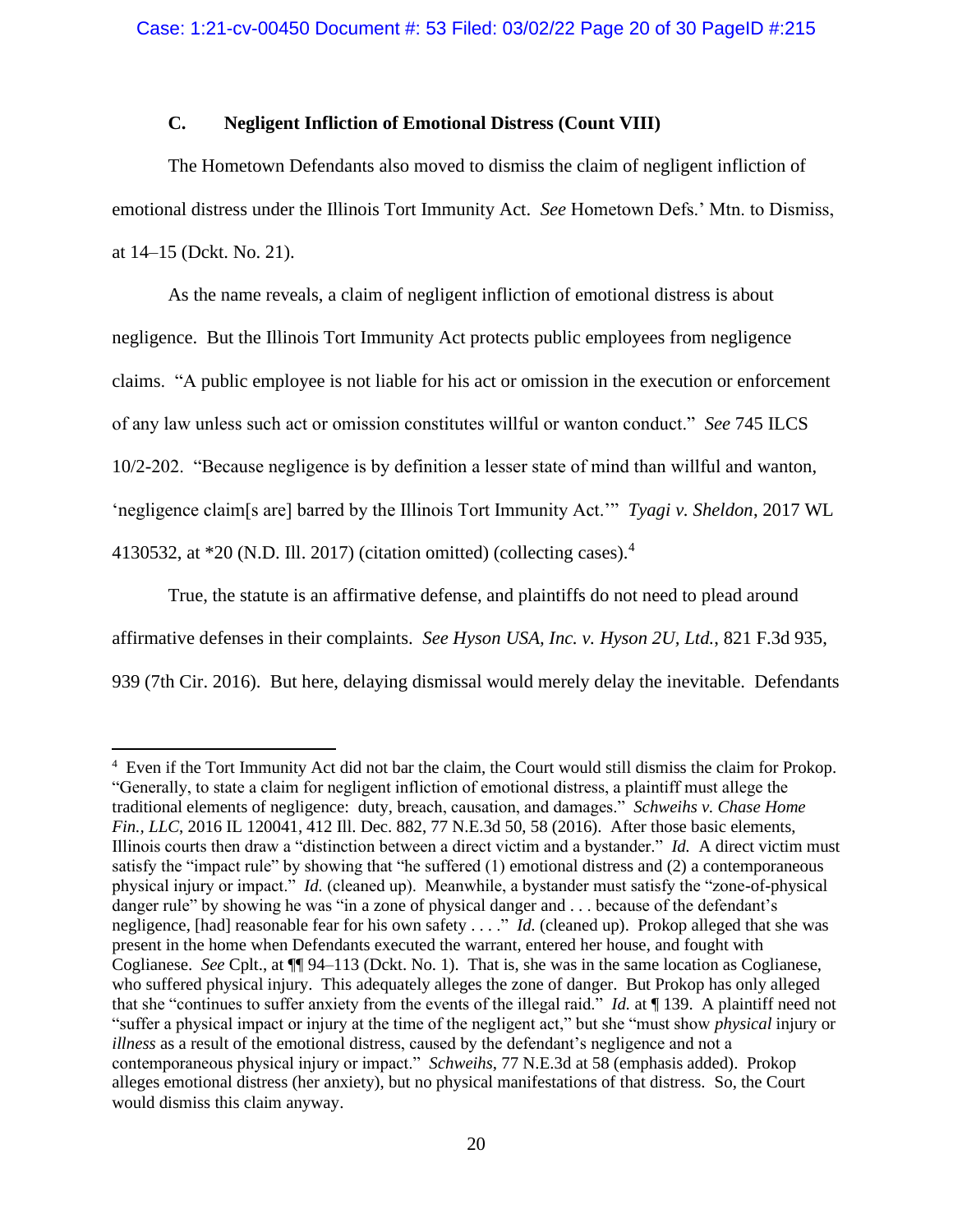### C. Negligent Infliction of Emotional Distress (Count VIII)

The Hometown Defendants also moved to dismiss the claim of negligent infliction of emotional distress under the Illinois Tort Immunity Act. *See* Hometown Defs.' Mtn. to Dismiss, at 14–15 (Dckt. No. 21).

As the name reveals, a claim of negligent infliction of emotional distress is about negligence. But the Illinois Tort Immunity Act protects public employees from negligence claims. "A public employee is not liable for his act or omission in the execution or enforcement of any law unless such act or omission constitutes willful or wanton conduct." *See* 745 ILCS 10/2-202. "Because negligence is by definition a lesser state of mind than willful and wanton, 'negligence claim[s are] barred by the Illinois Tort Immunity Act.'" *Tyagi v. Sheldon*, 2017 WL 4130532, at *20 (N.D. Ill. 2017) (citation omitted) (collecting cases).[4]

True, the statute is an affirmative defense, and plaintiffs do not need to plead around affirmative defenses in their complaints. *See Hyson USA, Inc. v. Hyson 2U, Ltd.*, 821 F.3d 935, 939 (7th Cir. 2016). But here, delaying dismissal would merely delay the inevitable. Defendants

---

[4] Even if the Tort Immunity Act did not bar the claim, the Court would still dismiss the claim for Prokop. "Generally, to state a claim for negligent infliction of emotional distress, a plaintiff must allege the traditional elements of negligence: duty, breach, causation, and damages." *Schweihs v. Chase Home Fin., LLC*, 2016 IL 120041, 412 Ill. Dec. 882, 77 N.E.3d 50, 58 (2016). After those basic elements, Illinois courts then draw a "distinction between a direct victim and a bystander." *Id.* A direct victim must satisfy the "impact rule" by showing that "he suffered (1) emotional distress and (2) a contemporaneous physical injury or impact." *Id.* (cleaned up). Meanwhile, a bystander must satisfy the "zone-of-physical danger rule" by showing he was "in a zone of physical danger and . . . because of the defendant's negligence, [had] reasonable fear for his own safety . . . ." *Id.* (cleaned up). Prokop alleged that she was present in the home when Defendants executed the warrant, entered her house, and fought with Coglianese. *See* Cplt., at ¶¶ 94–113 (Dckt. No. 1). That is, she was in the same location as Coglianese, who suffered physical injury. This adequately alleges the zone of danger. But Prokop has only alleged that she "continues to suffer anxiety from the events of the illegal raid." *Id.* at ¶ 139. A plaintiff need not "suffer a physical impact or injury at the time of the negligent act," but she "must show *physical* injury or *illness* as a result of the emotional distress, caused by the defendant's negligence and not a contemporaneous physical injury or impact." *Schweihs*, 77 N.E.3d at 58 (emphasis added). Prokop alleges emotional distress (her anxiety), but no physical manifestations of that distress. So, the Court would dismiss this claim anyway.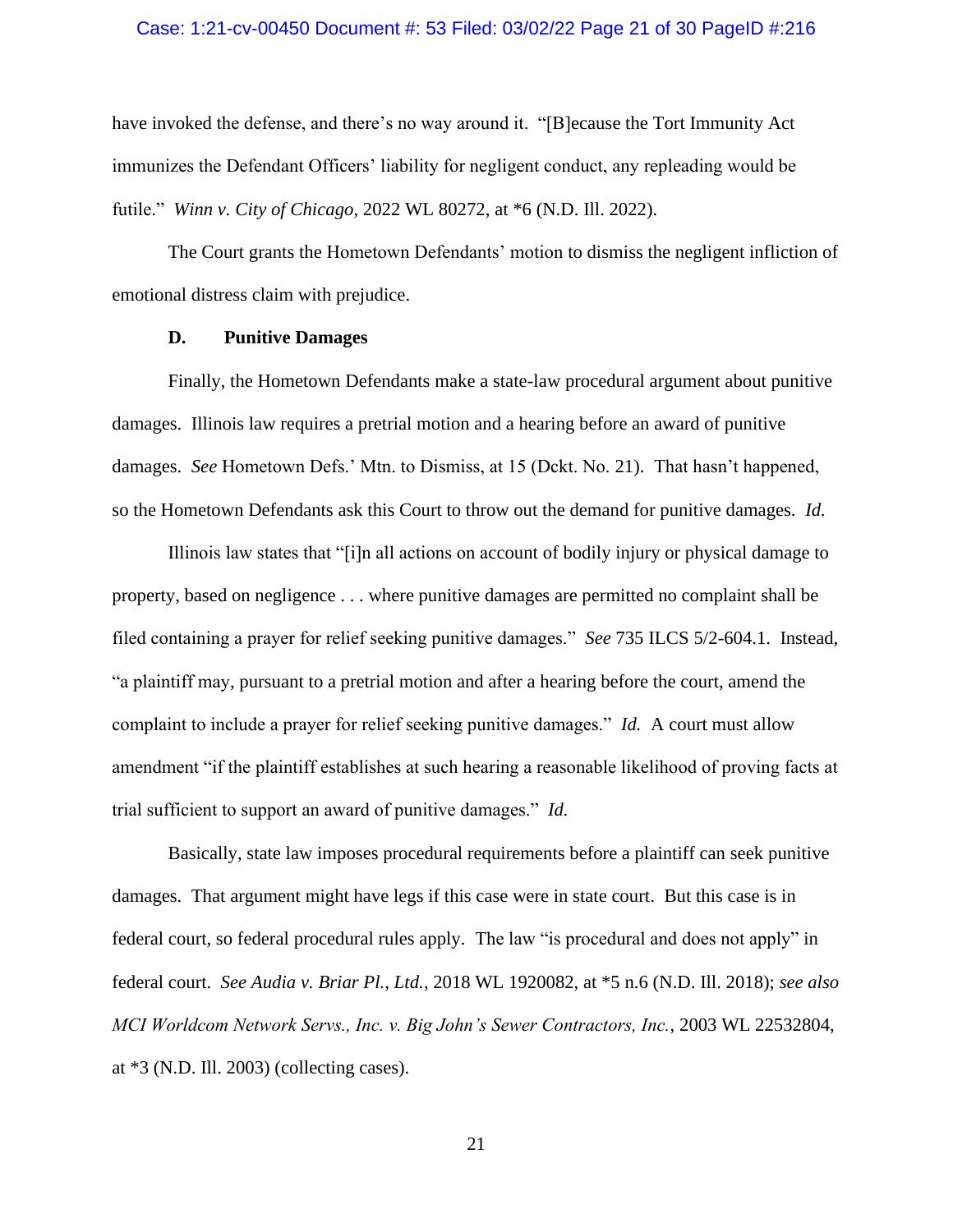have invoked the defense, and there's no way around it. "[B]ecause the Tort Immunity Act immunizes the Defendant Officers' liability for negligent conduct, any repleading would be futile." *Winn v. City of Chicago*, 2022 WL 80272, at *6 (N.D. Ill. 2022).

The Court grants the Hometown Defendants' motion to dismiss the negligent infliction of emotional distress claim with prejudice.

### D. Punitive Damages

Finally, the Hometown Defendants make a state-law procedural argument about punitive damages. Illinois law requires a pretrial motion and a hearing before an award of punitive damages. *See* Hometown Defs.' Mtn. to Dismiss, at 15 (Dckt. No. 21). That hasn't happened, so the Hometown Defendants ask this Court to throw out the demand for punitive damages. *Id.*

Illinois law states that "[i]n all actions on account of bodily injury or physical damage to property, based on negligence . . . where punitive damages are permitted no complaint shall be filed containing a prayer for relief seeking punitive damages." *See* 735 ILCS 5/2-604.1. Instead, "a plaintiff may, pursuant to a pretrial motion and after a hearing before the court, amend the complaint to include a prayer for relief seeking punitive damages." *Id.* A court must allow amendment "if the plaintiff establishes at such hearing a reasonable likelihood of proving facts at trial sufficient to support an award of punitive damages." *Id.*

Basically, state law imposes procedural requirements before a plaintiff can seek punitive damages. That argument might have legs if this case were in state court. But this case is in federal court, so federal procedural rules apply. The law "is procedural and does not apply" in federal court. *See Audia v. Briar Pl., Ltd.*, 2018 WL 1920082, at *5 n.6 (N.D. Ill. 2018); *see also MCI Worldcom Network Servs., Inc. v. Big John's Sewer Contractors, Inc.*, 2003 WL 22532804, at *3 (N.D. Ill. 2003) (collecting cases).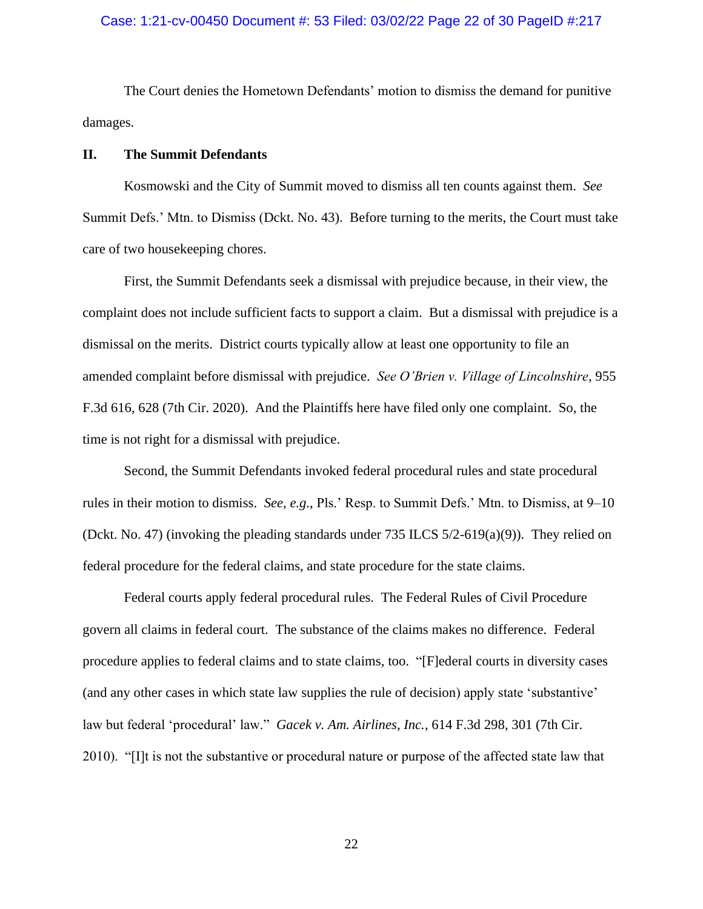The Court denies the Hometown Defendants' motion to dismiss the demand for punitive damages.

## II. The Summit Defendants

Kosmowski and the City of Summit moved to dismiss all ten counts against them. *See* Summit Defs.' Mtn. to Dismiss (Dckt. No. 43). Before turning to the merits, the Court must take care of two housekeeping chores.

First, the Summit Defendants seek a dismissal with prejudice because, in their view, the complaint does not include sufficient facts to support a claim. But a dismissal with prejudice is a dismissal on the merits. District courts typically allow at least one opportunity to file an amended complaint before dismissal with prejudice. *See O'Brien v. Village of Lincolnshire*, 955 F.3d 616, 628 (7th Cir. 2020). And the Plaintiffs here have filed only one complaint. So, the time is not right for a dismissal with prejudice.

Second, the Summit Defendants invoked federal procedural rules and state procedural rules in their motion to dismiss. *See, e.g.*, Pls.' Resp. to Summit Defs.' Mtn. to Dismiss, at 9–10 (Dckt. No. 47) (invoking the pleading standards under 735 ILCS 5/2-619(a)(9)). They relied on federal procedure for the federal claims, and state procedure for the state claims.

Federal courts apply federal procedural rules. The Federal Rules of Civil Procedure govern all claims in federal court. The substance of the claims makes no difference. Federal procedure applies to federal claims and to state claims, too. "[F]ederal courts in diversity cases (and any other cases in which state law supplies the rule of decision) apply state 'substantive' law but federal 'procedural' law." *Gacek v. Am. Airlines, Inc.*, 614 F.3d 298, 301 (7th Cir. 2010). "[I]t is not the substantive or procedural nature or purpose of the affected state law that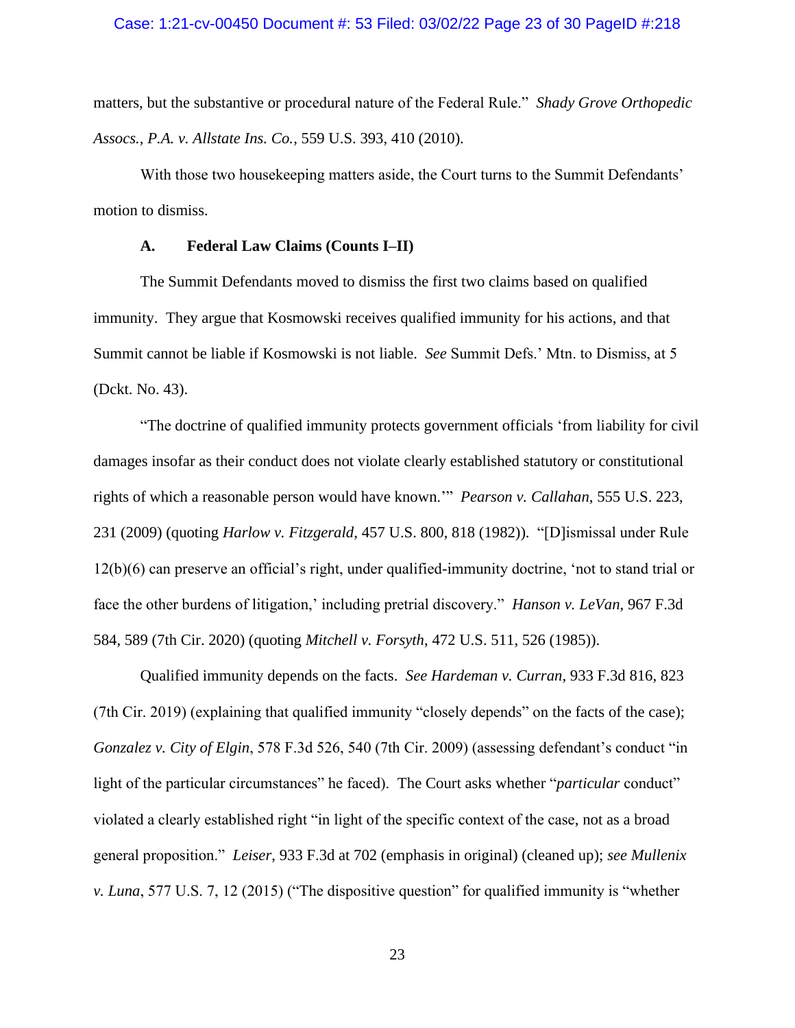matters, but the substantive or procedural nature of the Federal Rule." *Shady Grove Orthopedic Assocs., P.A. v. Allstate Ins. Co.*, 559 U.S. 393, 410 (2010).

With those two housekeeping matters aside, the Court turns to the Summit Defendants' motion to dismiss.

### A. Federal Law Claims (Counts I–II)

The Summit Defendants moved to dismiss the first two claims based on qualified immunity. They argue that Kosmowski receives qualified immunity for his actions, and that Summit cannot be liable if Kosmowski is not liable. *See* Summit Defs.' Mtn. to Dismiss, at 5 (Dckt. No. 43).

"The doctrine of qualified immunity protects government officials 'from liability for civil damages insofar as their conduct does not violate clearly established statutory or constitutional rights of which a reasonable person would have known.'" *Pearson v. Callahan*, 555 U.S. 223, 231 (2009) (quoting *Harlow v. Fitzgerald*, 457 U.S. 800, 818 (1982)). "[D]ismissal under Rule 12(b)(6) can preserve an official's right, under qualified-immunity doctrine, 'not to stand trial or face the other burdens of litigation,' including pretrial discovery." *Hanson v. LeVan*, 967 F.3d 584, 589 (7th Cir. 2020) (quoting *Mitchell v. Forsyth*, 472 U.S. 511, 526 (1985)).

Qualified immunity depends on the facts. *See Hardeman v. Curran*, 933 F.3d 816, 823 (7th Cir. 2019) (explaining that qualified immunity "closely depends" on the facts of the case); *Gonzalez v. City of Elgin*, 578 F.3d 526, 540 (7th Cir. 2009) (assessing defendant's conduct "in light of the particular circumstances" he faced). The Court asks whether "*particular* conduct" violated a clearly established right "in light of the specific context of the case, not as a broad general proposition." *Leiser*, 933 F.3d at 702 (emphasis in original) (cleaned up); *see Mullenix v. Luna*, 577 U.S. 7, 12 (2015) ("The dispositive question" for qualified immunity is "whether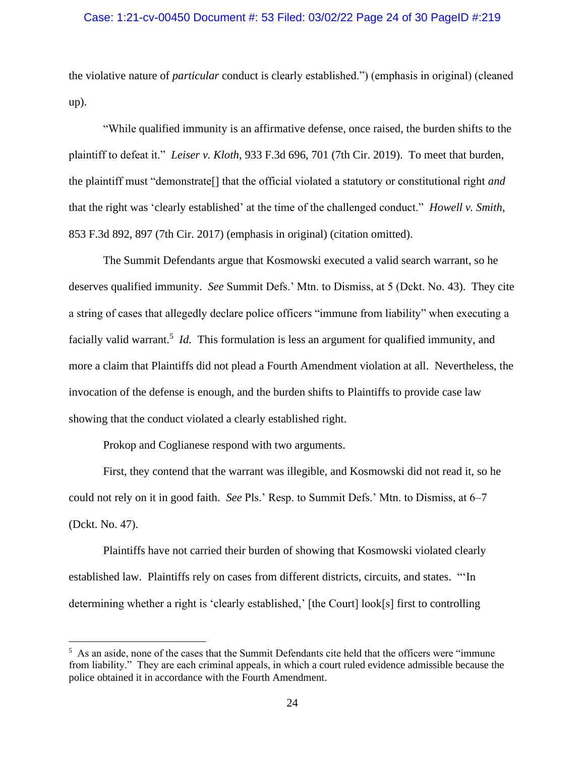the violative nature of *particular* conduct is clearly established.") (emphasis in original) (cleaned up).

"While qualified immunity is an affirmative defense, once raised, the burden shifts to the plaintiff to defeat it." *Leiser v. Kloth*, 933 F.3d 696, 701 (7th Cir. 2019). To meet that burden, the plaintiff must "demonstrate[] that the official violated a statutory or constitutional right *and* that the right was 'clearly established' at the time of the challenged conduct." *Howell v. Smith*, 853 F.3d 892, 897 (7th Cir. 2017) (emphasis in original) (citation omitted).

The Summit Defendants argue that Kosmowski executed a valid search warrant, so he deserves qualified immunity. *See* Summit Defs.' Mtn. to Dismiss, at 5 (Dckt. No. 43). They cite a string of cases that allegedly declare police officers "immune from liability" when executing a facially valid warrant.[5] *Id.* This formulation is less an argument for qualified immunity, and more a claim that Plaintiffs did not plead a Fourth Amendment violation at all. Nevertheless, the invocation of the defense is enough, and the burden shifts to Plaintiffs to provide case law showing that the conduct violated a clearly established right.

Prokop and Coglianese respond with two arguments.

First, they contend that the warrant was illegible, and Kosmowski did not read it, so he could not rely on it in good faith. *See* Pls.' Resp. to Summit Defs.' Mtn. to Dismiss, at 6–7 (Dckt. No. 47).

Plaintiffs have not carried their burden of showing that Kosmowski violated clearly established law. Plaintiffs rely on cases from different districts, circuits, and states. "'In determining whether a right is 'clearly established,' [the Court] look[s] first to controlling

[5] As an aside, none of the cases that the Summit Defendants cite held that the officers were "immune from liability." They are each criminal appeals, in which a court ruled evidence admissible because the police obtained it in accordance with the Fourth Amendment.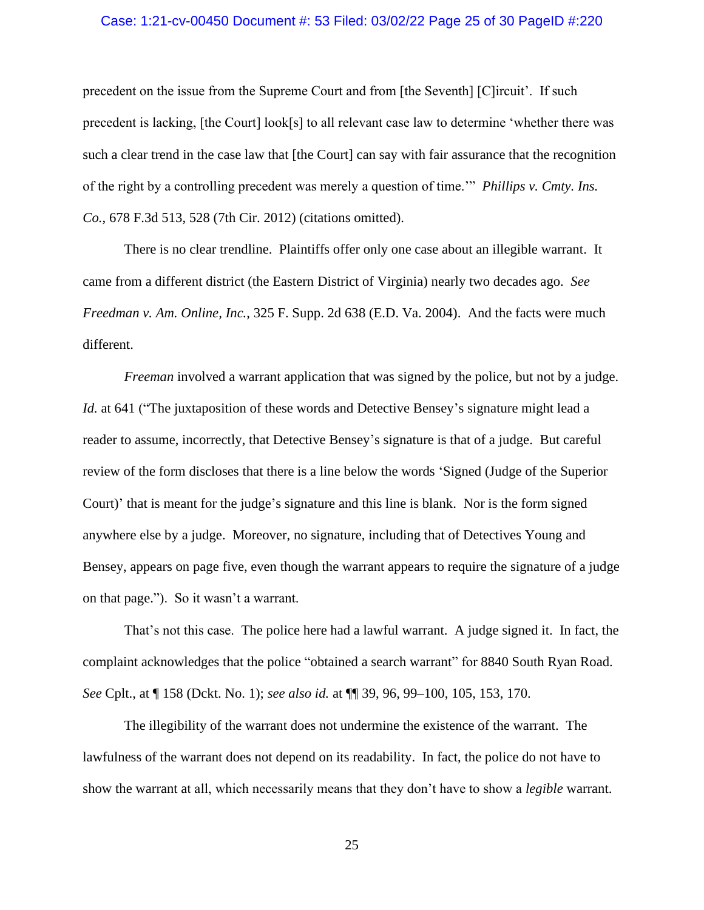precedent on the issue from the Supreme Court and from [the Seventh] [C]ircuit'. If such precedent is lacking, [the Court] look[s] to all relevant case law to determine 'whether there was such a clear trend in the case law that [the Court] can say with fair assurance that the recognition of the right by a controlling precedent was merely a question of time.'" *Phillips v. Cmty. Ins. Co.*, 678 F.3d 513, 528 (7th Cir. 2012) (citations omitted).

There is no clear trendline. Plaintiffs offer only one case about an illegible warrant. It came from a different district (the Eastern District of Virginia) nearly two decades ago. *See Freedman v. Am. Online, Inc.*, 325 F. Supp. 2d 638 (E.D. Va. 2004). And the facts were much different.

*Freeman* involved a warrant application that was signed by the police, but not by a judge. *Id.* at 641 ("The juxtaposition of these words and Detective Bensey's signature might lead a reader to assume, incorrectly, that Detective Bensey's signature is that of a judge. But careful review of the form discloses that there is a line below the words 'Signed (Judge of the Superior Court)' that is meant for the judge's signature and this line is blank. Nor is the form signed anywhere else by a judge. Moreover, no signature, including that of Detectives Young and Bensey, appears on page five, even though the warrant appears to require the signature of a judge on that page."). So it wasn't a warrant.

That's not this case. The police here had a lawful warrant. A judge signed it. In fact, the complaint acknowledges that the police "obtained a search warrant" for 8840 South Ryan Road. *See* Cplt., at ¶ 158 (Dckt. No. 1); *see also id.* at ¶¶ 39, 96, 99–100, 105, 153, 170.

The illegibility of the warrant does not undermine the existence of the warrant. The lawfulness of the warrant does not depend on its readability. In fact, the police do not have to show the warrant at all, which necessarily means that they don't have to show a *legible* warrant.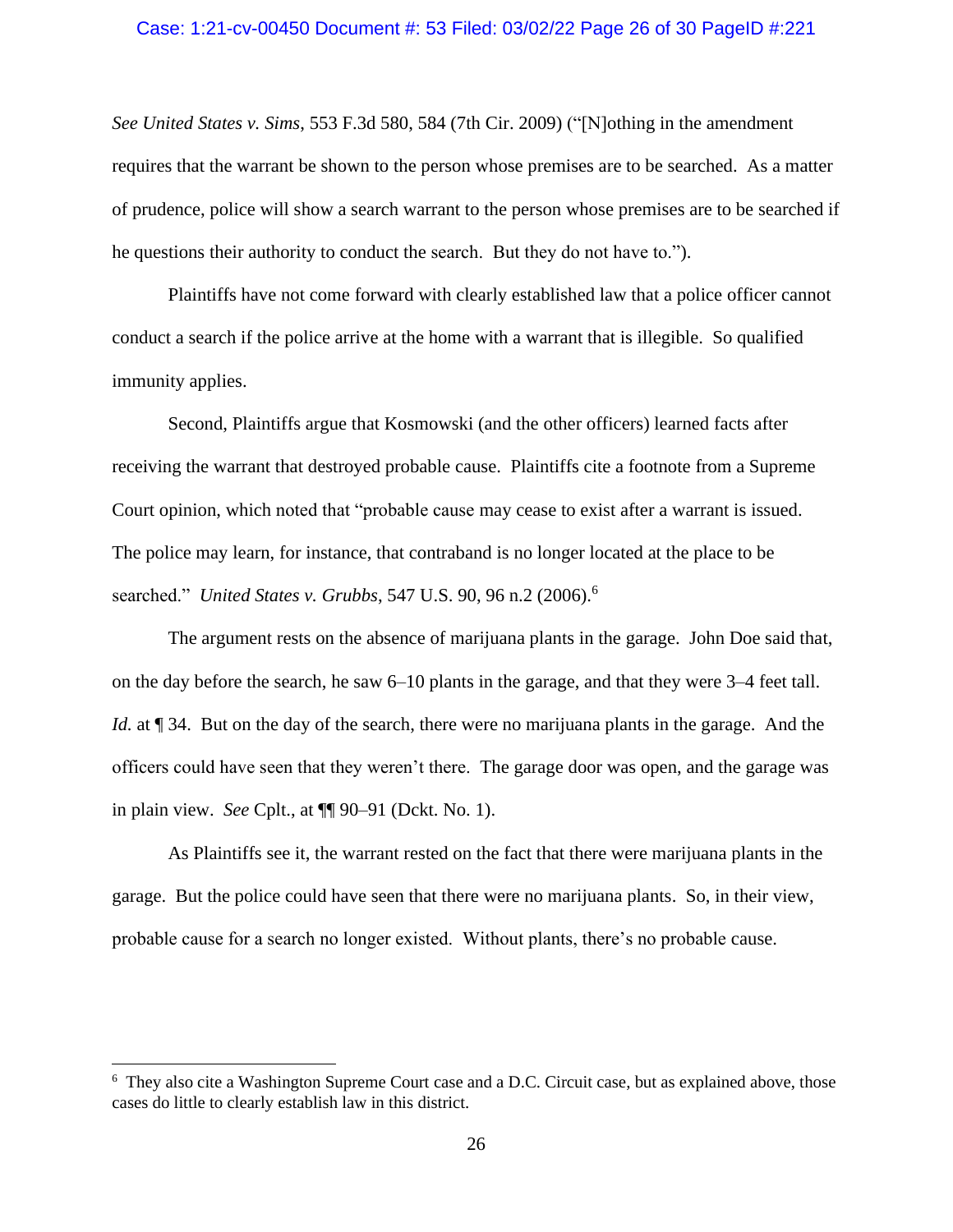*See United States v. Sims*, 553 F.3d 580, 584 (7th Cir. 2009) ("[N]othing in the amendment requires that the warrant be shown to the person whose premises are to be searched. As a matter of prudence, police will show a search warrant to the person whose premises are to be searched if he questions their authority to conduct the search. But they do not have to.").

Plaintiffs have not come forward with clearly established law that a police officer cannot conduct a search if the police arrive at the home with a warrant that is illegible. So qualified immunity applies.

Second, Plaintiffs argue that Kosmowski (and the other officers) learned facts after receiving the warrant that destroyed probable cause. Plaintiffs cite a footnote from a Supreme Court opinion, which noted that "probable cause may cease to exist after a warrant is issued. The police may learn, for instance, that contraband is no longer located at the place to be searched." *United States v. Grubbs*, 547 U.S. 90, 96 n.2 (2006).[6]

The argument rests on the absence of marijuana plants in the garage. John Doe said that, on the day before the search, he saw 6–10 plants in the garage, and that they were 3–4 feet tall. *Id.* at ¶ 34. But on the day of the search, there were no marijuana plants in the garage. And the officers could have seen that they weren't there. The garage door was open, and the garage was in plain view. *See* Cplt., at ¶¶ 90–91 (Dckt. No. 1).

As Plaintiffs see it, the warrant rested on the fact that there were marijuana plants in the garage. But the police could have seen that there were no marijuana plants. So, in their view, probable cause for a search no longer existed. Without plants, there's no probable cause.

---

[6] They also cite a Washington Supreme Court case and a D.C. Circuit case, but as explained above, those cases do little to clearly establish law in this district.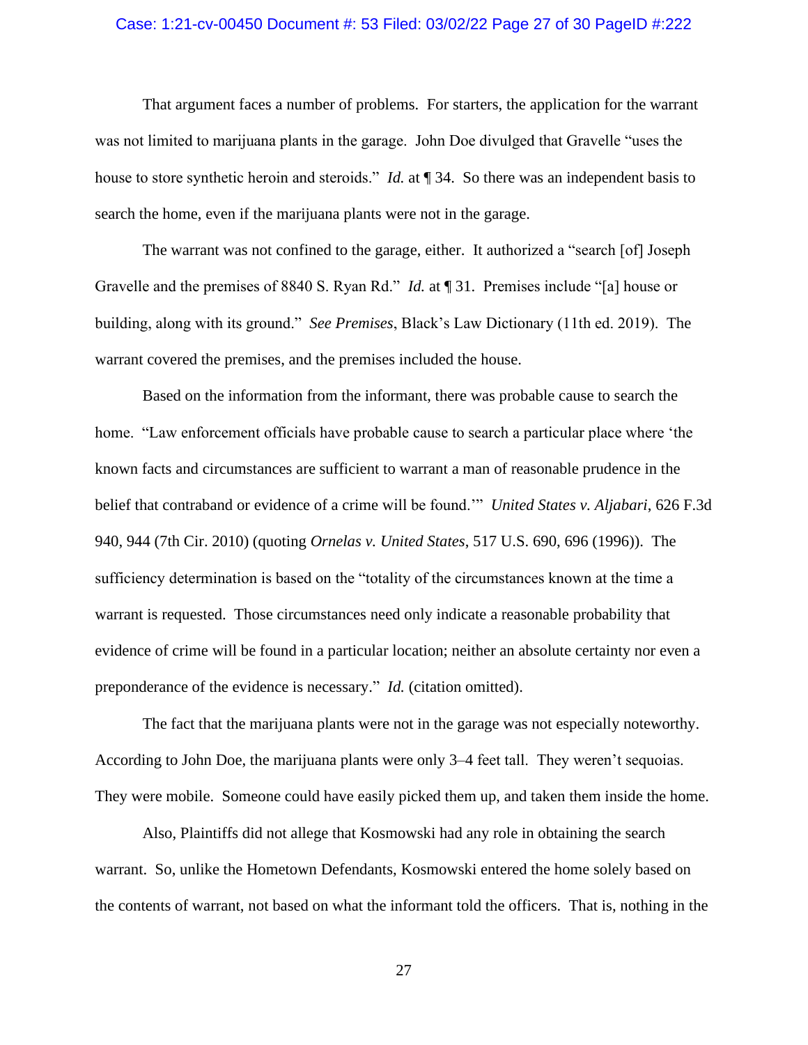That argument faces a number of problems. For starters, the application for the warrant was not limited to marijuana plants in the garage. John Doe divulged that Gravelle "uses the house to store synthetic heroin and steroids." *Id.* at ¶ 34. So there was an independent basis to search the home, even if the marijuana plants were not in the garage.

The warrant was not confined to the garage, either. It authorized a "search [of] Joseph Gravelle and the premises of 8840 S. Ryan Rd." *Id.* at ¶ 31. Premises include "[a] house or building, along with its ground." *See Premises*, Black's Law Dictionary (11th ed. 2019). The warrant covered the premises, and the premises included the house.

Based on the information from the informant, there was probable cause to search the home. "Law enforcement officials have probable cause to search a particular place where 'the known facts and circumstances are sufficient to warrant a man of reasonable prudence in the belief that contraband or evidence of a crime will be found.'" *United States v. Aljabari*, 626 F.3d 940, 944 (7th Cir. 2010) (quoting *Ornelas v. United States*, 517 U.S. 690, 696 (1996)). The sufficiency determination is based on the "totality of the circumstances known at the time a warrant is requested. Those circumstances need only indicate a reasonable probability that evidence of crime will be found in a particular location; neither an absolute certainty nor even a preponderance of the evidence is necessary." *Id.* (citation omitted).

The fact that the marijuana plants were not in the garage was not especially noteworthy. According to John Doe, the marijuana plants were only 3–4 feet tall. They weren't sequoias. They were mobile. Someone could have easily picked them up, and taken them inside the home.

Also, Plaintiffs did not allege that Kosmowski had any role in obtaining the search warrant. So, unlike the Hometown Defendants, Kosmowski entered the home solely based on the contents of warrant, not based on what the informant told the officers. That is, nothing in the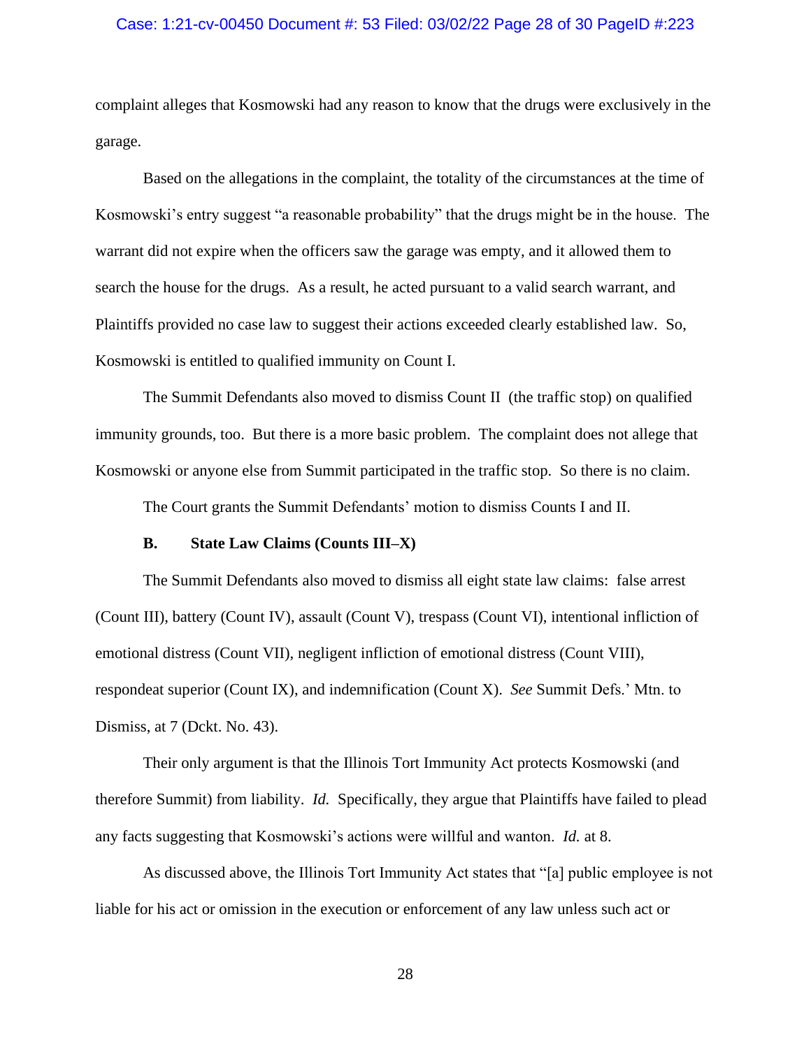complaint alleges that Kosmowski had any reason to know that the drugs were exclusively in the garage.

Based on the allegations in the complaint, the totality of the circumstances at the time of Kosmowski's entry suggest "a reasonable probability" that the drugs might be in the house. The warrant did not expire when the officers saw the garage was empty, and it allowed them to search the house for the drugs. As a result, he acted pursuant to a valid search warrant, and Plaintiffs provided no case law to suggest their actions exceeded clearly established law. So, Kosmowski is entitled to qualified immunity on Count I.

The Summit Defendants also moved to dismiss Count II (the traffic stop) on qualified immunity grounds, too. But there is a more basic problem. The complaint does not allege that Kosmowski or anyone else from Summit participated in the traffic stop. So there is no claim.

The Court grants the Summit Defendants' motion to dismiss Counts I and II.

### B. State Law Claims (Counts III–X)

The Summit Defendants also moved to dismiss all eight state law claims: false arrest (Count III), battery (Count IV), assault (Count V), trespass (Count VI), intentional infliction of emotional distress (Count VII), negligent infliction of emotional distress (Count VIII), respondeat superior (Count IX), and indemnification (Count X). *See* Summit Defs.' Mtn. to Dismiss, at 7 (Dckt. No. 43).

Their only argument is that the Illinois Tort Immunity Act protects Kosmowski (and therefore Summit) from liability. *Id.* Specifically, they argue that Plaintiffs have failed to plead any facts suggesting that Kosmowski's actions were willful and wanton. *Id.* at 8.

As discussed above, the Illinois Tort Immunity Act states that "[a] public employee is not liable for his act or omission in the execution or enforcement of any law unless such act or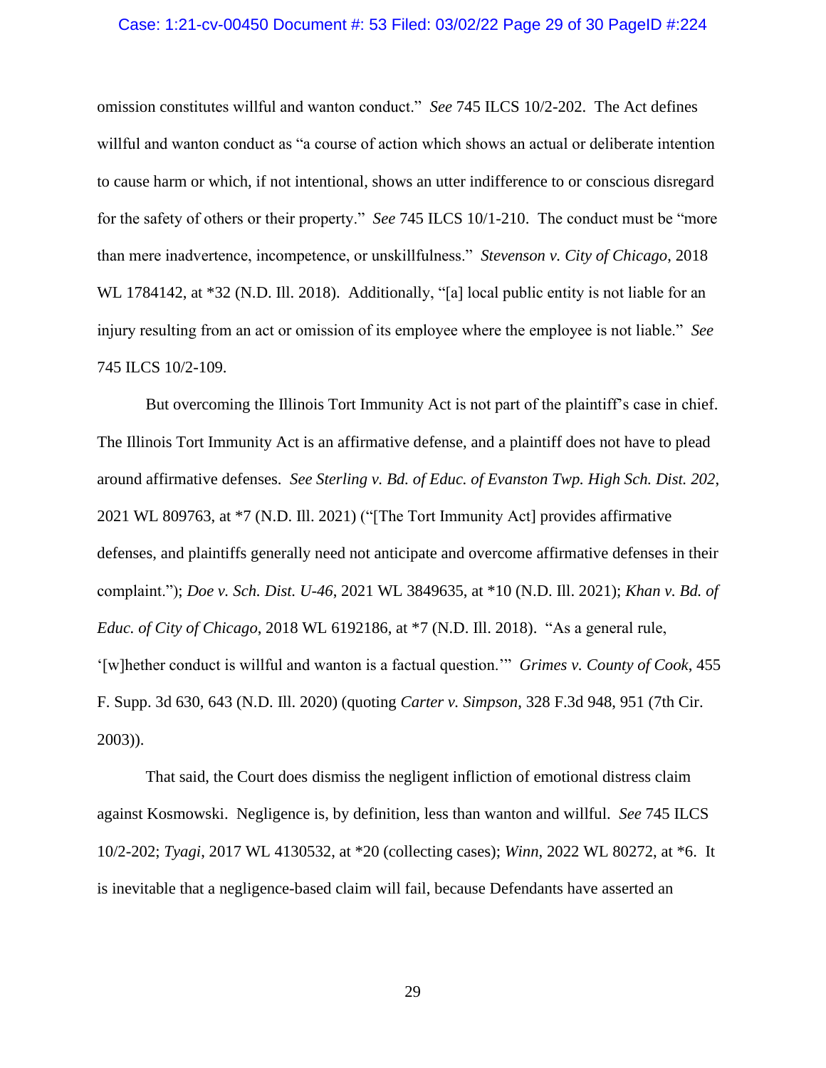omission constitutes willful and wanton conduct." *See* 745 ILCS 10/2-202. The Act defines willful and wanton conduct as "a course of action which shows an actual or deliberate intention to cause harm or which, if not intentional, shows an utter indifference to or conscious disregard for the safety of others or their property." *See* 745 ILCS 10/1-210. The conduct must be "more than mere inadvertence, incompetence, or unskillfulness." *Stevenson v. City of Chicago*, 2018 WL 1784142, at *32 (N.D. Ill. 2018). Additionally, "[a] local public entity is not liable for an injury resulting from an act or omission of its employee where the employee is not liable." *See* 745 ILCS 10/2-109.

But overcoming the Illinois Tort Immunity Act is not part of the plaintiff's case in chief. The Illinois Tort Immunity Act is an affirmative defense, and a plaintiff does not have to plead around affirmative defenses. *See Sterling v. Bd. of Educ. of Evanston Twp. High Sch. Dist. 202*, 2021 WL 809763, at *7 (N.D. Ill. 2021) ("[The Tort Immunity Act] provides affirmative defenses, and plaintiffs generally need not anticipate and overcome affirmative defenses in their complaint."); *Doe v. Sch. Dist. U-46*, 2021 WL 3849635, at *10 (N.D. Ill. 2021); *Khan v. Bd. of Educ. of City of Chicago*, 2018 WL 6192186, at *7 (N.D. Ill. 2018). "As a general rule, '[w]hether conduct is willful and wanton is a factual question.'" *Grimes v. County of Cook*, 455 F. Supp. 3d 630, 643 (N.D. Ill. 2020) (quoting *Carter v. Simpson*, 328 F.3d 948, 951 (7th Cir. 2003)).

That said, the Court does dismiss the negligent infliction of emotional distress claim against Kosmowski. Negligence is, by definition, less than wanton and willful. *See* 745 ILCS 10/2-202; *Tyagi*, 2017 WL 4130532, at *20 (collecting cases); *Winn*, 2022 WL 80272, at *6. It is inevitable that a negligence-based claim will fail, because Defendants have asserted an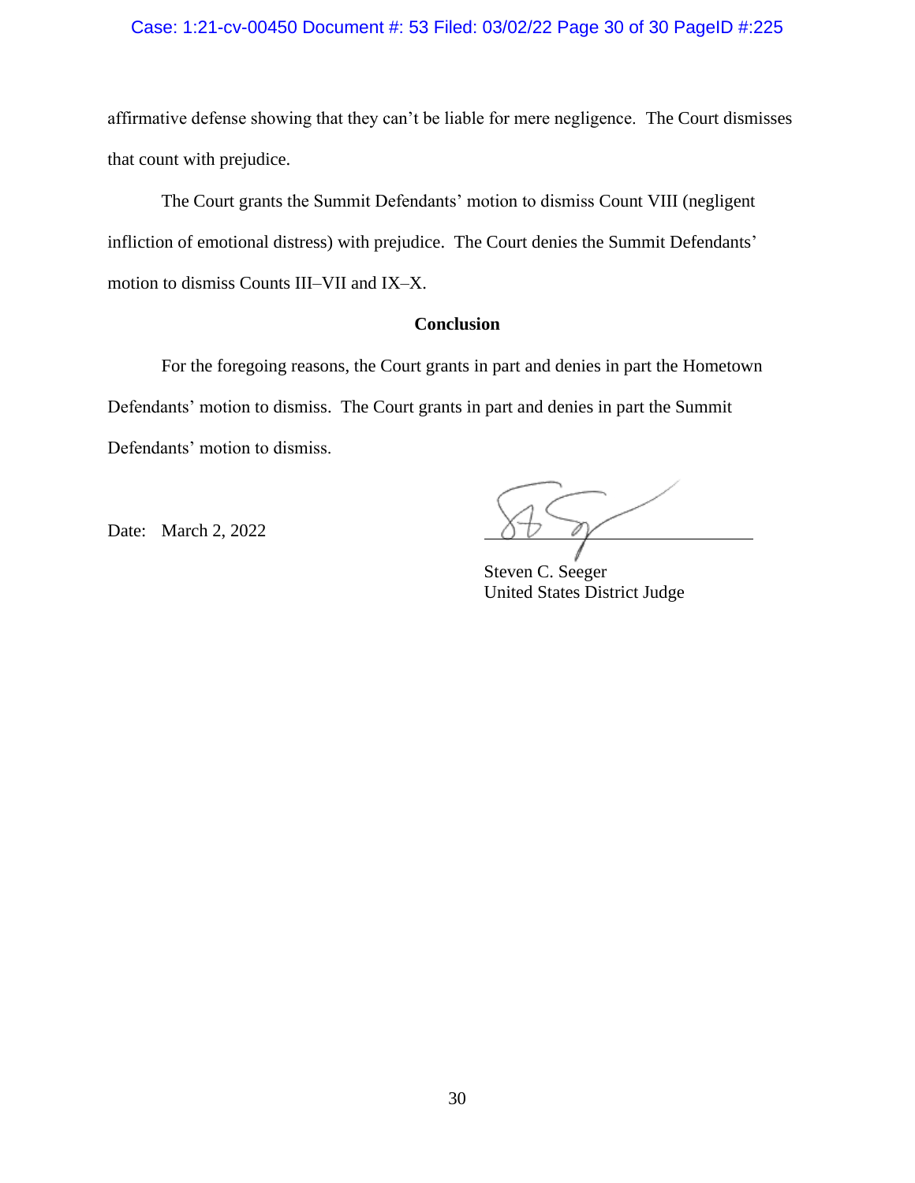affirmative defense showing that they can't be liable for mere negligence. The Court dismisses that count with prejudice.

The Court grants the Summit Defendants' motion to dismiss Count VIII (negligent infliction of emotional distress) with prejudice. The Court denies the Summit Defendants' motion to dismiss Counts III–VII and IX–X.

**Conclusion**

For the foregoing reasons, the Court grants in part and denies in part the Hometown Defendants' motion to dismiss. The Court grants in part and denies in part the Summit Defendants' motion to dismiss.

Date: March 2, 2022

Steven C. Seeger
United States District Judge